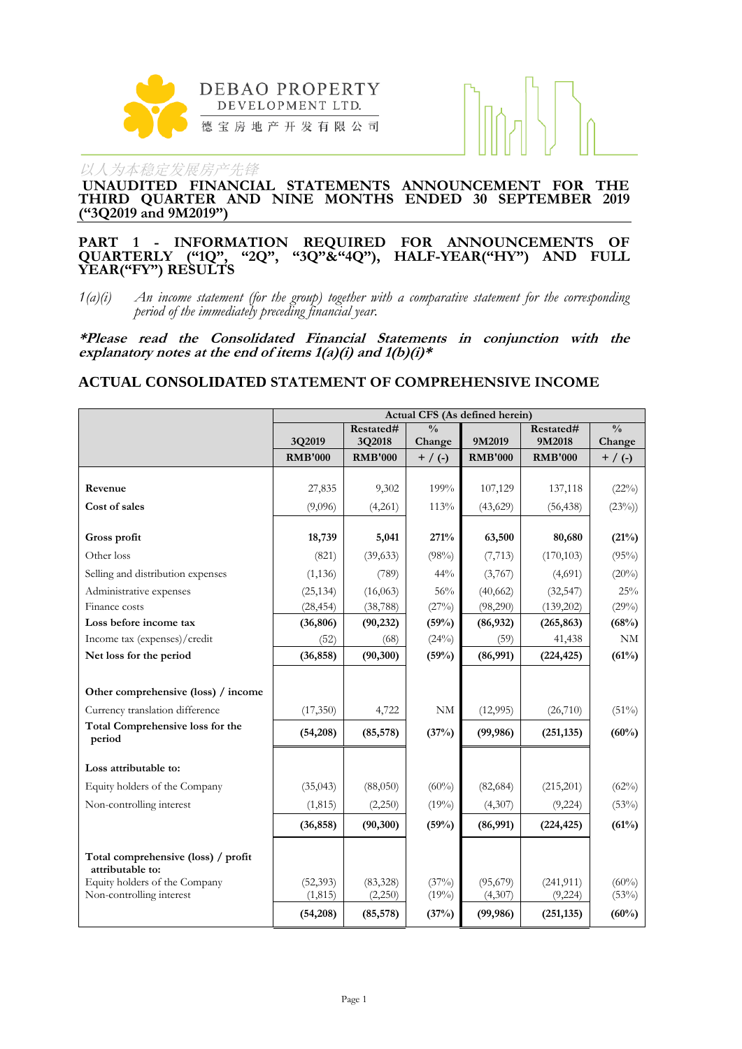DEBAO PROPERTY DEVELOPMENT LTD.

德宝房地产开发有限公司

以人为本稳定发展房产先锋

# UNAUDITED FINANCIAL STATEMENTS ANNOUNCEMENT FOR THE THIRD QUARTER AND NINE MONTHS ENDED 30 SEPTEMBER 2019 (“3Q2019 and 9M2019”)

## PART 1 - INFORMATION REQUIRED FOR ANNOUNCEMENTS OF QUARTERLY (“1Q”, “2Q”, “3Q”&“4Q”), HALF-YEAR(“HY”) AND FULL YEAR(“FY”) RESULTS

1(a)(i) *An income statement (for the group) together with a comparative statement for the corresponding period of the immediately preceding financial year.*

***\*Please read the Consolidated Financial Statements in conjunction with the explanatory notes at the end of items 1(a)(i) and 1(b)(i)\****

## ACTUAL CONSOLIDATED STATEMENT OF COMPREHENSIVE INCOME

| | Actual CFS (As defined herein) | | | | | |
|---|---|---|---|---|---|---|
| | 3Q2019 | Restated# 3Q2018 | % Change | 9M2019 | Restated# 9M2018 | % Change |
| | RMB'000 | RMB'000 | + / (-) | RMB'000 | RMB'000 | + / (-) |
| **Revenue** | 27,835 | 9,302 | 199% | 107,129 | 137,118 | (22%) |
| **Cost of sales** | (9,096) | (4,261) | 113% | (43,629) | (56,438) | (23%)) |
| **Gross profit** | **18,739** | **5,041** | **271%** | **63,500** | **80,680** | **(21%)** |
| Other loss | (821) | (39,633) | (98%) | (7,713) | (170,103) | (95%) |
| Selling and distribution expenses | (1,136) | (789) | 44% | (3,767) | (4,691) | (20%) |
| Administrative expenses | (25,134) | (16,063) | 56% | (40,662) | (32,547) | 25% |
| Finance costs | (28,454) | (38,788) | (27%) | (98,290) | (139,202) | (29%) |
| **Loss before income tax** | **(36,806)** | **(90,232)** | **(59%)** | **(86,932)** | **(265,863)** | **(68%)** |
| Income tax (expenses)/credit | (52) | (68) | (24%) | (59) | 41,438 | NM |
| **Net loss for the period** | **(36,858)** | **(90,300)** | **(59%)** | **(86,991)** | **(224,425)** | **(61%)** |
| **Other comprehensive (loss) / income** | | | | | | |
| Currency translation difference | (17,350) | 4,722 | NM | (12,995) | (26,710) | (51%) |
| **Total Comprehensive loss for the period** | **(54,208)** | **(85,578)** | **(37%)** | **(99,986)** | **(251,135)** | **(60%)** |
| **Loss attributable to:** | | | | | | |
| Equity holders of the Company | (35,043) | (88,050) | (60%) | (82,684) | (215,201) | (62%) |
| Non-controlling interest | (1,815) | (2,250) | (19%) | (4,307) | (9,224) | (53%) |
| | **(36,858)** | **(90,300)** | **(59%)** | **(86,991)** | **(224,425)** | **(61%)** |
| **Total comprehensive (loss) / profit attributable to:** | | | | | | |
| Equity holders of the Company | (52,393) | (83,328) | (37%) | (95,679) | (241,911) | (60%) |
| Non-controlling interest | (1,815) | (2,250) | (19%) | (4,307) | (9,224) | (53%) |
| | **(54,208)** | **(85,578)** | **(37%)** | **(99,986)** | **(251,135)** | **(60%)** |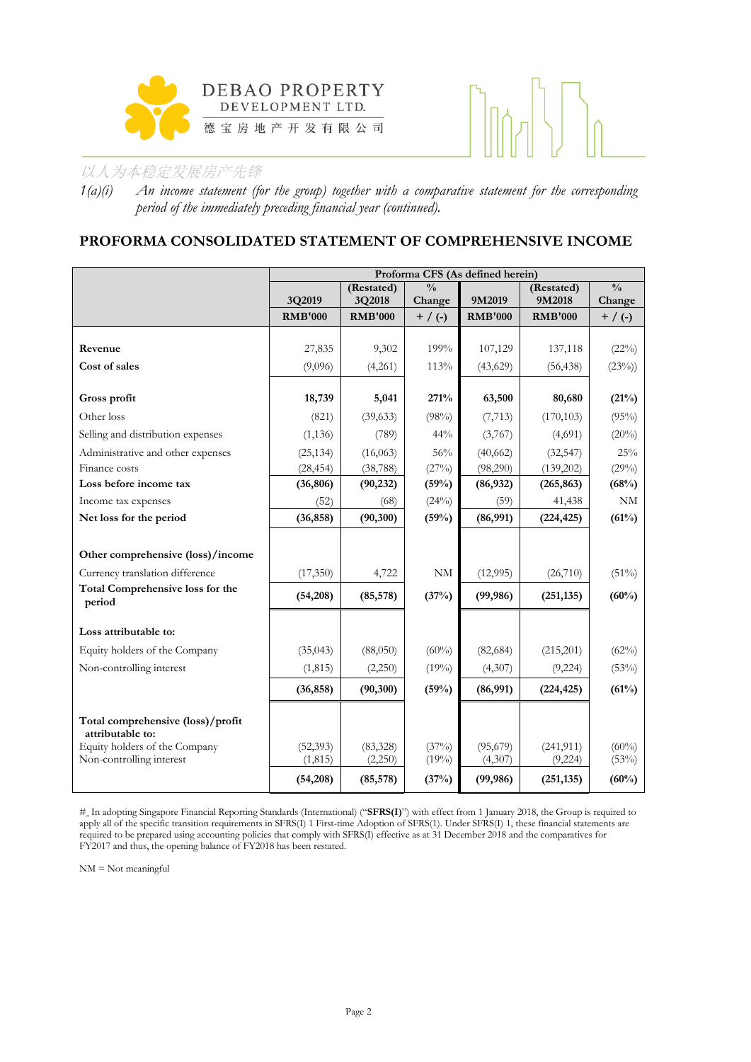1(a)(i) *An income statement (for the group) together with a comparative statement for the corresponding period of the immediately preceding financial year (continued).*

## PROFORMA CONSOLIDATED STATEMENT OF COMPREHENSIVE INCOME

| | Proforma CFS (As defined herein) | | | | | |
|---|---|---|---|---|---|---|
| | 3Q2019 | (Restated) 3Q2018 | % Change | 9M2019 | (Restated) 9M2018 | % Change |
| | RMB'000 | RMB'000 | + / (-) | RMB'000 | RMB'000 | + / (-) |
| **Revenue** | 27,835 | 9,302 | 199% | 107,129 | 137,118 | (22%) |
| **Cost of sales** | (9,096) | (4,261) | 113% | (43,629) | (56,438) | (23%)) |
| **Gross profit** | **18,739** | **5,041** | **271%** | **63,500** | **80,680** | **(21%)** |
| Other loss | (821) | (39,633) | (98%) | (7,713) | (170,103) | (95%) |
| Selling and distribution expenses | (1,136) | (789) | 44% | (3,767) | (4,691) | (20%) |
| Administrative and other expenses | (25,134) | (16,063) | 56% | (40,662) | (32,547) | 25% |
| Finance costs | (28,454) | (38,788) | (27%) | (98,290) | (139,202) | (29%) |
| **Loss before income tax** | **(36,806)** | **(90,232)** | **(59%)** | **(86,932)** | **(265,863)** | **(68%)** |
| Income tax expenses | (52) | (68) | (24%) | (59) | 41,438 | NM |
| **Net loss for the period** | **(36,858)** | **(90,300)** | **(59%)** | **(86,991)** | **(224,425)** | **(61%)** |
| **Other comprehensive (loss)/income** | | | | | | |
| Currency translation difference | (17,350) | 4,722 | NM | (12,995) | (26,710) | (51%) |
| **Total Comprehensive loss for the period** | **(54,208)** | **(85,578)** | **(37%)** | **(99,986)** | **(251,135)** | **(60%)** |
| **Loss attributable to:** | | | | | | |
| Equity holders of the Company | (35,043) | (88,050) | (60%) | (82,684) | (215,201) | (62%) |
| Non-controlling interest | (1,815) | (2,250) | (19%) | (4,307) | (9,224) | (53%) |
| | **(36,858)** | **(90,300)** | **(59%)** | **(86,991)** | **(224,425)** | **(61%)** |
| **Total comprehensive (loss)/profit attributable to:** | | | | | | |
| Equity holders of the Company | (52,393) | (83,328) | (37%) | (95,679) | (241,911) | (60%) |
| Non-controlling interest | (1,815) | (2,250) | (19%) | (4,307) | (9,224) | (53%) |
| | **(54,208)** | **(85,578)** | **(37%)** | **(99,986)** | **(251,135)** | **(60%)** |

#_ In adopting Singapore Financial Reporting Standards (International) ("**SFRS(I)**") with effect from 1 January 2018, the Group is required to apply all of the specific transition requirements in SFRS(I) 1 First-time Adoption of SFRS(1). Under SFRS(I) 1, these financial statements are required to be prepared using accounting policies that comply with SFRS(I) effective as at 31 December 2018 and the comparatives for FY2017 and thus, the opening balance of FY2018 has been restated.

NM = Not meaningful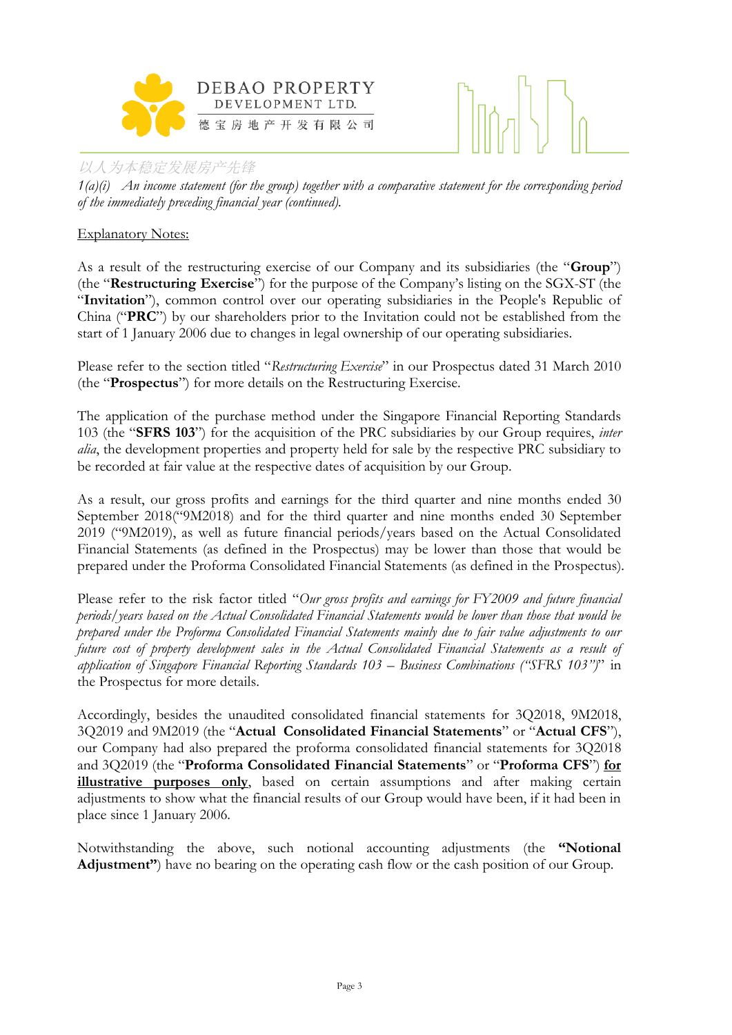*1(a)(i) An income statement (for the group) together with a comparative statement for the corresponding period of the immediately preceding financial year (continued).*

Explanatory Notes:

As a result of the restructuring exercise of our Company and its subsidiaries (the "**Group**") (the "**Restructuring Exercise**") for the purpose of the Company's listing on the SGX-ST (the "**Invitation**"), common control over our operating subsidiaries in the People's Republic of China ("**PRC**") by our shareholders prior to the Invitation could not be established from the start of 1 January 2006 due to changes in legal ownership of our operating subsidiaries.

Please refer to the section titled "*Restructuring Exercise*" in our Prospectus dated 31 March 2010 (the "**Prospectus**") for more details on the Restructuring Exercise.

The application of the purchase method under the Singapore Financial Reporting Standards 103 (the "**SFRS 103**") for the acquisition of the PRC subsidiaries by our Group requires, *inter alia*, the development properties and property held for sale by the respective PRC subsidiary to be recorded at fair value at the respective dates of acquisition by our Group.

As a result, our gross profits and earnings for the third quarter and nine months ended 30 September 2018("9M2018) and for the third quarter and nine months ended 30 September 2019 ("9M2019), as well as future financial periods/years based on the Actual Consolidated Financial Statements (as defined in the Prospectus) may be lower than those that would be prepared under the Proforma Consolidated Financial Statements (as defined in the Prospectus).

Please refer to the risk factor titled "*Our gross profits and earnings for FY2009 and future financial periods/years based on the Actual Consolidated Financial Statements would be lower than those that would be prepared under the Proforma Consolidated Financial Statements mainly due to fair value adjustments to our future cost of property development sales in the Actual Consolidated Financial Statements as a result of application of Singapore Financial Reporting Standards 103 – Business Combinations ("SFRS 103")*" in the Prospectus for more details.

Accordingly, besides the unaudited consolidated financial statements for 3Q2018, 9M2018, 3Q2019 and 9M2019 (the "**Actual Consolidated Financial Statements**" or "**Actual CFS**"), our Company had also prepared the proforma consolidated financial statements for 3Q2018 and 3Q2019 (the "**Proforma Consolidated Financial Statements**" or "**Proforma CFS**") **for illustrative purposes only**, based on certain assumptions and after making certain adjustments to show what the financial results of our Group would have been, if it had been in place since 1 January 2006.

Notwithstanding the above, such notional accounting adjustments (the **"Notional Adjustment"**) have no bearing on the operating cash flow or the cash position of our Group.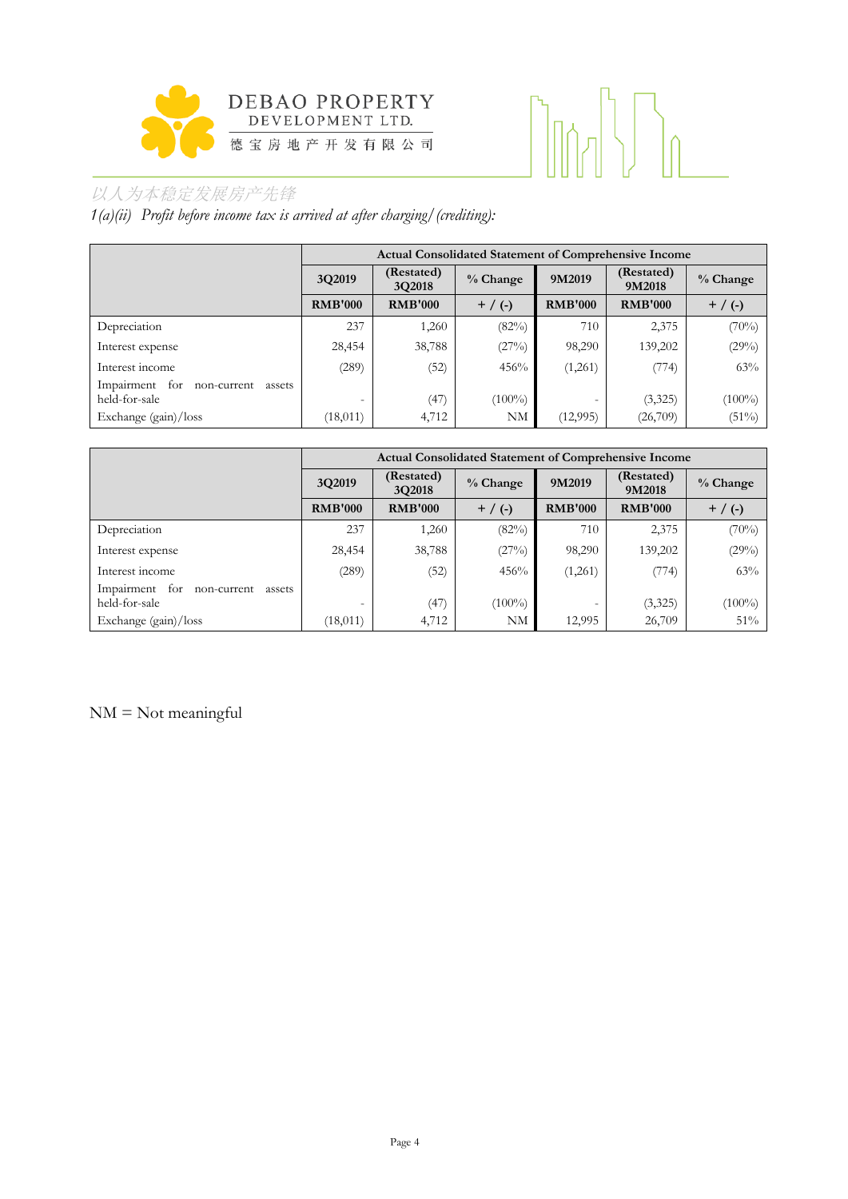1(a)(ii) *Profit before income tax is arrived at after charging/(crediting):*

| | Actual Consolidated Statement of Comprehensive Income | | | | | |
|---|---|---|---|---|---|---|
| | 3Q2019 | (Restated) 3Q2018 | % Change | 9M2019 | (Restated) 9M2018 | % Change |
| | RMB'000 | RMB'000 | + / (-) | RMB'000 | RMB'000 | + / (-) |
| Depreciation | 237 | 1,260 | (82%) | 710 | 2,375 | (70%) |
| Interest expense | 28,454 | 38,788 | (27%) | 98,290 | 139,202 | (29%) |
| Interest income | (289) | (52) | 456% | (1,261) | (774) | 63% |
| Impairment for non-current assets held-for-sale | - | (47) | (100%) | - | (3,325) | (100%) |
| Exchange (gain)/loss | (18,011) | 4,712 | NM | (12,995) | (26,709) | (51%) |

| | Actual Consolidated Statement of Comprehensive Income | | | | | |
|---|---|---|---|---|---|---|
| | 3Q2019 | (Restated) 3Q2018 | % Change | 9M2019 | (Restated) 9M2018 | % Change |
| | RMB'000 | RMB'000 | + / (-) | RMB'000 | RMB'000 | + / (-) |
| Depreciation | 237 | 1,260 | (82%) | 710 | 2,375 | (70%) |
| Interest expense | 28,454 | 38,788 | (27%) | 98,290 | 139,202 | (29%) |
| Interest income | (289) | (52) | 456% | (1,261) | (774) | 63% |
| Impairment for non-current assets held-for-sale | - | (47) | (100%) | - | (3,325) | (100%) |
| Exchange (gain)/loss | (18,011) | 4,712 | NM | 12,995 | 26,709 | 51% |

NM = Not meaningful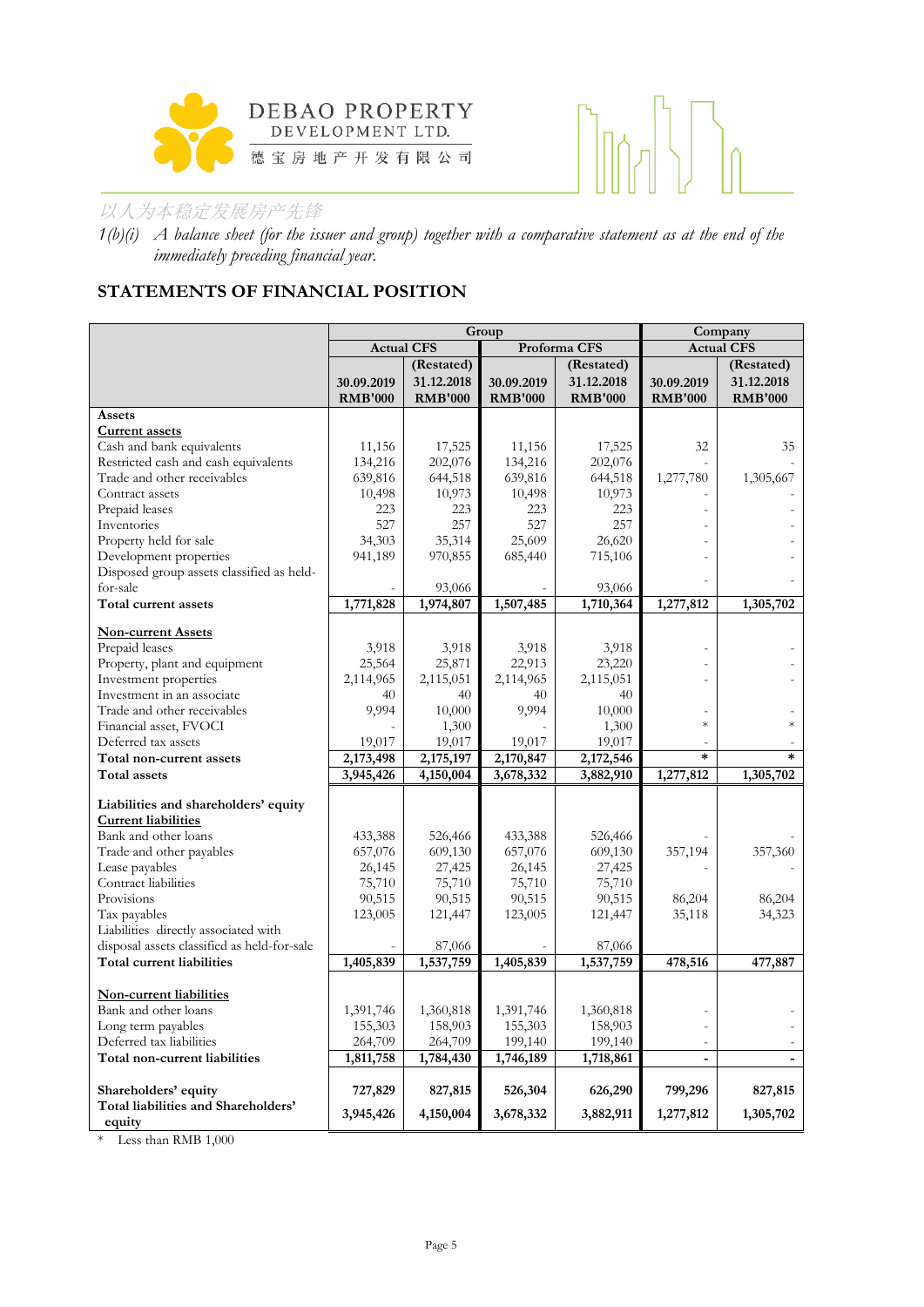*1(b)(i) A balance sheet (for the issuer and group) together with a comparative statement as at the end of the immediately preceding financial year.*

## STATEMENTS OF FINANCIAL POSITION

| | Group | | | | Company | |
|---|---|---|---|---|---|---|
| | Actual CFS | | Proforma CFS | | Actual CFS | |
| | 30.09.2019 RMB'000 | (Restated) 31.12.2018 RMB'000 | 30.09.2019 RMB'000 | (Restated) 31.12.2018 RMB'000 | 30.09.2019 RMB'000 | (Restated) 31.12.2018 RMB'000 |
| **Assets** | | | | | | |
| **Current assets** | | | | | | |
| Cash and bank equivalents | 11,156 | 17,525 | 11,156 | 17,525 | 32 | 35 |
| Restricted cash and cash equivalents | 134,216 | 202,076 | 134,216 | 202,076 | - | - |
| Trade and other receivables | 639,816 | 644,518 | 639,816 | 644,518 | 1,277,780 | 1,305,667 |
| Contract assets | 10,498 | 10,973 | 10,498 | 10,973 | - | - |
| Prepaid leases | 223 | 223 | 223 | 223 | - | - |
| Inventories | 527 | 257 | 527 | 257 | - | - |
| Property held for sale | 34,303 | 35,314 | 25,609 | 26,620 | - | - |
| Development properties | 941,189 | 970,855 | 685,440 | 715,106 | - | - |
| Disposed group assets classified as held-for-sale | - | 93,066 | - | 93,066 | - | - |
| **Total current assets** | **1,771,828** | **1,974,807** | **1,507,485** | **1,710,364** | **1,277,812** | **1,305,702** |
| **Non-current Assets** | | | | | | |
| Prepaid leases | 3,918 | 3,918 | 3,918 | 3,918 | - | - |
| Property, plant and equipment | 25,564 | 25,871 | 22,913 | 23,220 | - | - |
| Investment properties | 2,114,965 | 2,115,051 | 2,114,965 | 2,115,051 | - | - |
| Investment in an associate | 40 | 40 | 40 | 40 | | |
| Trade and other receivables | 9,994 | 10,000 | 9,994 | 10,000 | - | - |
| Financial asset, FVOCI | - | 1,300 | - | 1,300 | * | * |
| Deferred tax assets | 19,017 | 19,017 | 19,017 | 19,017 | - | - |
| **Total non-current assets** | **2,173,498** | **2,175,197** | **2,170,847** | **2,172,546** | * | * |
| **Total assets** | **3,945,426** | **4,150,004** | **3,678,332** | **3,882,910** | **1,277,812** | **1,305,702** |
| **Liabilities and shareholders' equity** | | | | | | |
| **Current liabilities** | | | | | | |
| Bank and other loans | 433,388 | 526,466 | 433,388 | 526,466 | - | - |
| Trade and other payables | 657,076 | 609,130 | 657,076 | 609,130 | 357,194 | 357,360 |
| Lease payables | 26,145 | 27,425 | 26,145 | 27,425 | - | - |
| Contract liabilities | 75,710 | 75,710 | 75,710 | 75,710 | | |
| Provisions | 90,515 | 90,515 | 90,515 | 90,515 | 86,204 | 86,204 |
| Tax payables | 123,005 | 121,447 | 123,005 | 121,447 | 35,118 | 34,323 |
| Liabilities directly associated with disposal assets classified as held-for-sale | - | 87,066 | - | 87,066 | | |
| **Total current liabilities** | **1,405,839** | **1,537,759** | **1,405,839** | **1,537,759** | **478,516** | **477,887** |
| **Non-current liabilities** | | | | | | |
| Bank and other loans | 1,391,746 | 1,360,818 | 1,391,746 | 1,360,818 | - | - |
| Long term payables | 155,303 | 158,903 | 155,303 | 158,903 | - | - |
| Deferred tax liabilities | 264,709 | 264,709 | 199,140 | 199,140 | - | - |
| **Total non-current liabilities** | **1,811,758** | **1,784,430** | **1,746,189** | **1,718,861** | **-** | **-** |
| **Shareholders' equity** | **727,829** | **827,815** | **526,304** | **626,290** | **799,296** | **827,815** |
| **Total liabilities and Shareholders' equity** | **3,945,426** | **4,150,004** | **3,678,332** | **3,882,911** | **1,277,812** | **1,305,702** |

\* Less than RMB 1,000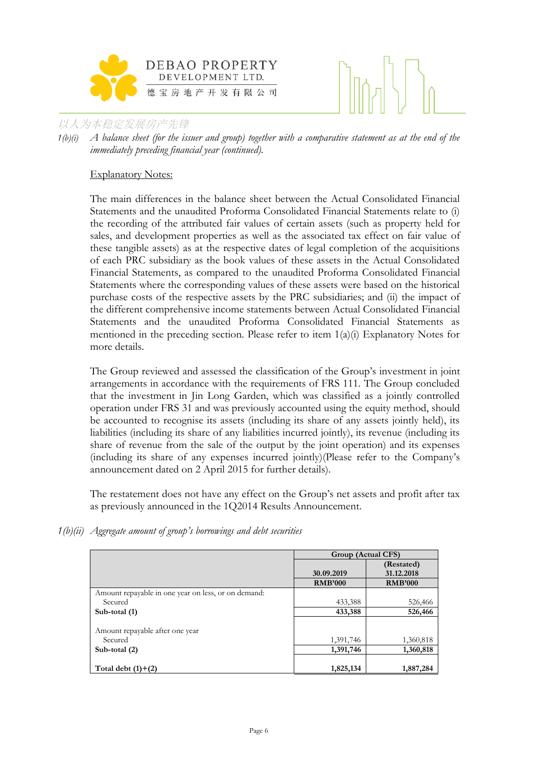*1(b)(i) A balance sheet (for the issuer and group) together with a comparative statement as at the end of the immediately preceding financial year (continued).*

Explanatory Notes:

The main differences in the balance sheet between the Actual Consolidated Financial Statements and the unaudited Proforma Consolidated Financial Statements relate to (i) the recording of the attributed fair values of certain assets (such as property held for sales, and development properties as well as the associated tax effect on fair value of these tangible assets) as at the respective dates of legal completion of the acquisitions of each PRC subsidiary as the book values of these assets in the Actual Consolidated Financial Statements, as compared to the unaudited Proforma Consolidated Financial Statements where the corresponding values of these assets were based on the historical purchase costs of the respective assets by the PRC subsidiaries; and (ii) the impact of the different comprehensive income statements between Actual Consolidated Financial Statements and the unaudited Proforma Consolidated Financial Statements as mentioned in the preceding section. Please refer to item 1(a)(i) Explanatory Notes for more details.

The Group reviewed and assessed the classification of the Group's investment in joint arrangements in accordance with the requirements of FRS 111. The Group concluded that the investment in Jin Long Garden, which was classified as a jointly controlled operation under FRS 31 and was previously accounted using the equity method, should be accounted to recognise its assets (including its share of any assets jointly held), its liabilities (including its share of any liabilities incurred jointly), its revenue (including its share of revenue from the sale of the output by the joint operation) and its expenses (including its share of any expenses incurred jointly)(Please refer to the Company's announcement dated on 2 April 2015 for further details).

The restatement does not have any effect on the Group's net assets and profit after tax as previously announced in the 1Q2014 Results Announcement.

*1(b)(ii) Aggregate amount of group's borrowings and debt securities*

| | Group (Actual CFS) | |
|---|---|---|
| | 30.09.2019 | (Restated) 31.12.2018 |
| | RMB'000 | RMB'000 |
| Amount repayable in one year on less, or on demand: | | |
| Secured | 433,388 | 526,466 |
| **Sub-total (1)** | **433,388** | **526,466** |
| Amount repayable after one year | | |
| Secured | 1,391,746 | 1,360,818 |
| **Sub-total (2)** | **1,391,746** | **1,360,818** |
| **Total debt (1)+(2)** | **1,825,134** | **1,887,284** |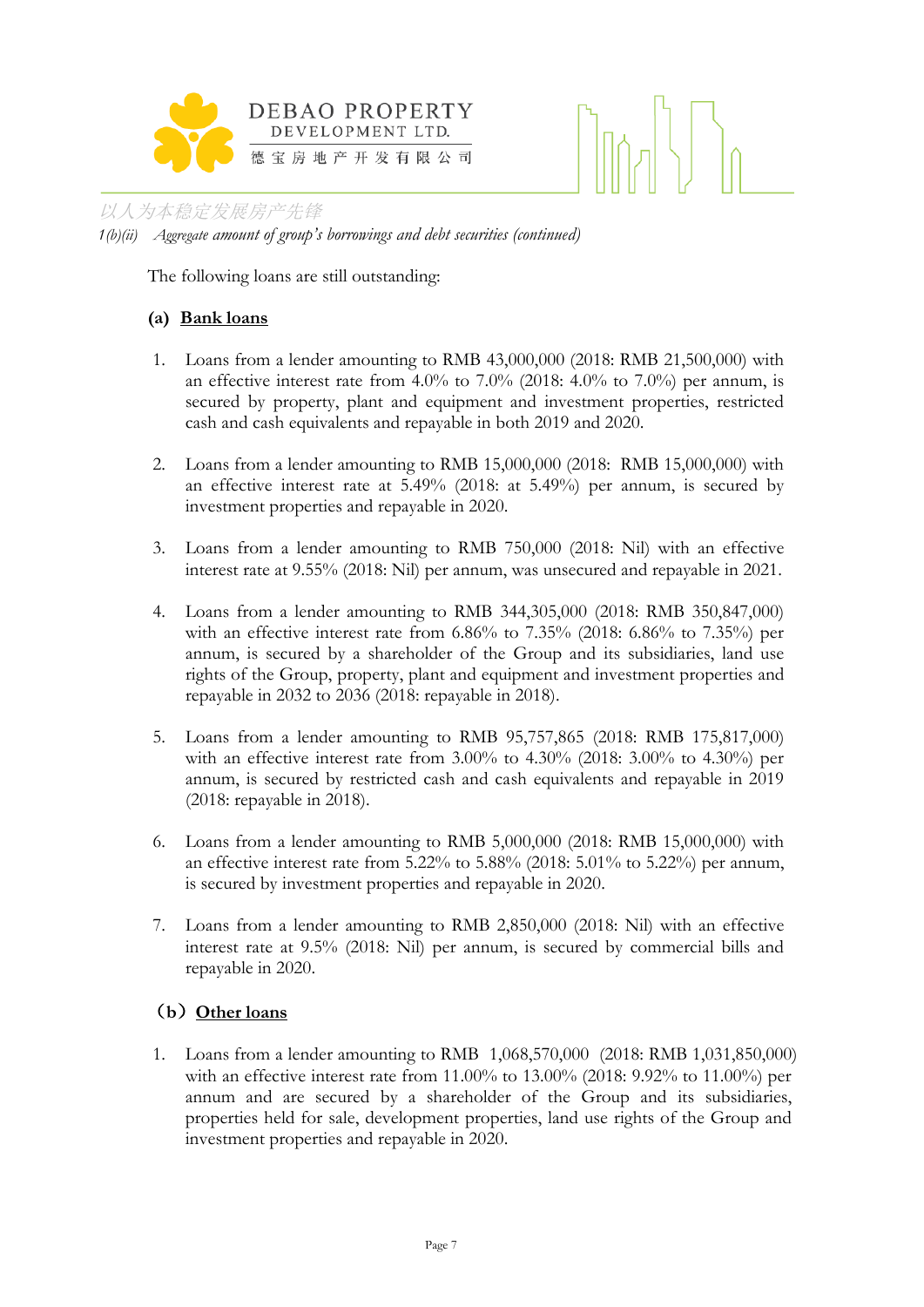*1(b)(ii) Aggregate amount of group's borrowings and debt securities (continued)*

The following loans are still outstanding:

**(a) Bank loans**

1. Loans from a lender amounting to RMB 43,000,000 (2018: RMB 21,500,000) with an effective interest rate from 4.0% to 7.0% (2018: 4.0% to 7.0%) per annum, is secured by property, plant and equipment and investment properties, restricted cash and cash equivalents and repayable in both 2019 and 2020.

2. Loans from a lender amounting to RMB 15,000,000 (2018: RMB 15,000,000) with an effective interest rate at 5.49% (2018: at 5.49%) per annum, is secured by investment properties and repayable in 2020.

3. Loans from a lender amounting to RMB 750,000 (2018: Nil) with an effective interest rate at 9.55% (2018: Nil) per annum, was unsecured and repayable in 2021.

4. Loans from a lender amounting to RMB 344,305,000 (2018: RMB 350,847,000) with an effective interest rate from 6.86% to 7.35% (2018: 6.86% to 7.35%) per annum, is secured by a shareholder of the Group and its subsidiaries, land use rights of the Group, property, plant and equipment and investment properties and repayable in 2032 to 2036 (2018: repayable in 2018).

5. Loans from a lender amounting to RMB 95,757,865 (2018: RMB 175,817,000) with an effective interest rate from 3.00% to 4.30% (2018: 3.00% to 4.30%) per annum, is secured by restricted cash and cash equivalents and repayable in 2019 (2018: repayable in 2018).

6. Loans from a lender amounting to RMB 5,000,000 (2018: RMB 15,000,000) with an effective interest rate from 5.22% to 5.88% (2018: 5.01% to 5.22%) per annum, is secured by investment properties and repayable in 2020.

7. Loans from a lender amounting to RMB 2,850,000 (2018: Nil) with an effective interest rate at 9.5% (2018: Nil) per annum, is secured by commercial bills and repayable in 2020.

**（b）Other loans**

1. Loans from a lender amounting to RMB 1,068,570,000 (2018: RMB 1,031,850,000) with an effective interest rate from 11.00% to 13.00% (2018: 9.92% to 11.00%) per annum and are secured by a shareholder of the Group and its subsidiaries, properties held for sale, development properties, land use rights of the Group and investment properties and repayable in 2020.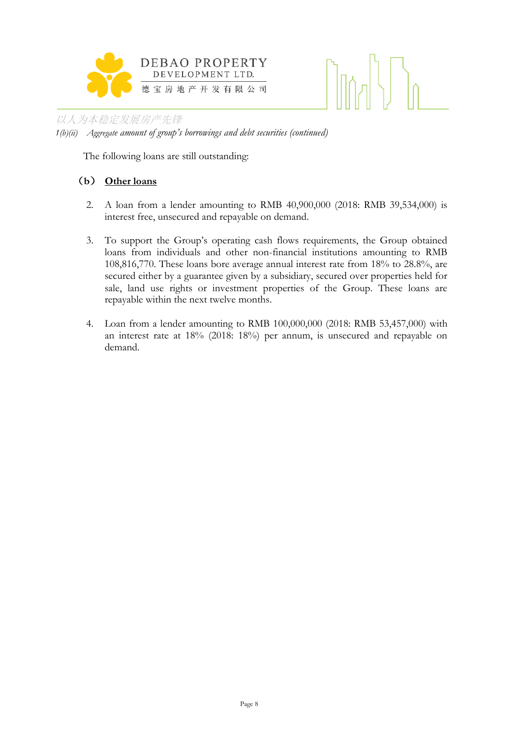1(b)(ii) *Aggregate amount of group's borrowings and debt securities (continued)*

The following loans are still outstanding:

**（b） <u>Other loans</u>**

2. A loan from a lender amounting to RMB 40,900,000 (2018: RMB 39,534,000) is interest free, unsecured and repayable on demand.

3. To support the Group's operating cash flows requirements, the Group obtained loans from individuals and other non-financial institutions amounting to RMB 108,816,770. These loans bore average annual interest rate from 18% to 28.8%, are secured either by a guarantee given by a subsidiary, secured over properties held for sale, land use rights or investment properties of the Group. These loans are repayable within the next twelve months.

4. Loan from a lender amounting to RMB 100,000,000 (2018: RMB 53,457,000) with an interest rate at 18% (2018: 18%) per annum, is unsecured and repayable on demand.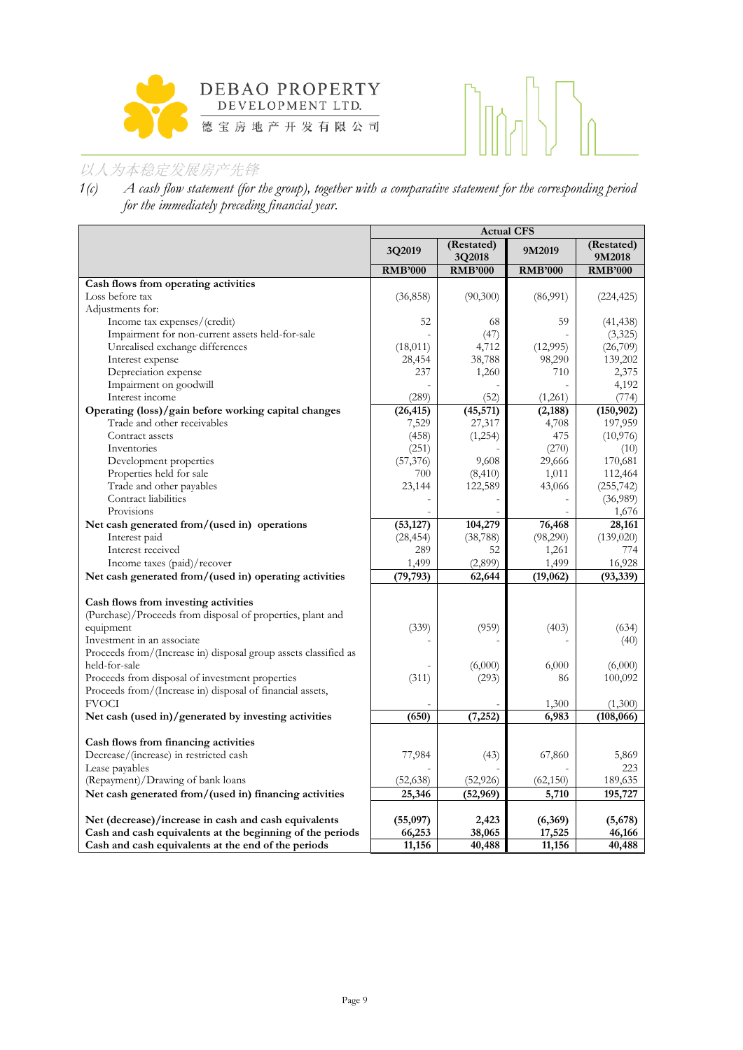1(c) *A cash flow statement (for the group), together with a comparative statement for the corresponding period for the immediately preceding financial year.*

| | Actual CFS | | | |
|---|---|---|---|---|
| | 3Q2019 | (Restated) 3Q2018 | 9M2019 | (Restated) 9M2018 |
| | RMB'000 | RMB'000 | RMB'000 | RMB'000 |
| **Cash flows from operating activities** | | | | |
| Loss before tax | (36,858) | (90,300) | (86,991) | (224,425) |
| Adjustments for: | | | | |
| Income tax expenses/(credit) | 52 | 68 | 59 | (41,438) |
| Impairment for non-current assets held-for-sale | - | (47) | - | (3,325) |
| Unrealised exchange differences | (18,011) | 4,712 | (12,995) | (26,709) |
| Interest expense | 28,454 | 38,788 | 98,290 | 139,202 |
| Depreciation expense | 237 | 1,260 | 710 | 2,375 |
| Impairment on goodwill | - | - | - | 4,192 |
| Interest income | (289) | (52) | (1,261) | (774) |
| **Operating (loss)/gain before working capital changes** | **(26,415)** | **(45,571)** | **(2,188)** | **(150,902)** |
| Trade and other receivables | 7,529 | 27,317 | 4,708 | 197,959 |
| Contract assets | (458) | (1,254) | 475 | (10,976) |
| Inventories | (251) | - | (270) | (10) |
| Development properties | (57,376) | 9,608 | 29,666 | 170,681 |
| Properties held for sale | 700 | (8,410) | 1,011 | 112,464 |
| Trade and other payables | 23,144 | 122,589 | 43,066 | (255,742) |
| Contract liabilities | - | - | - | (36,989) |
| Provisions | - | - | - | 1,676 |
| **Net cash generated from/(used in) operations** | **(53,127)** | **104,279** | **76,468** | **28,161** |
| Interest paid | (28,454) | (38,788) | (98,290) | (139,020) |
| Interest received | 289 | 52 | 1,261 | 774 |
| Income taxes (paid)/recover | 1,499 | (2,899) | 1,499 | 16,928 |
| **Net cash generated from/(used in) operating activities** | **(79,793)** | **62,644** | **(19,062)** | **(93,339)** |
| | | | | |
| **Cash flows from investing activities** | | | | |
| (Purchase)/Proceeds from disposal of properties, plant and equipment | (339) | (959) | (403) | (634) |
| Investment in an associate | - | - | - | (40) |
| Proceeds from/(Increase in) disposal group assets classified as held-for-sale | - | (6,000) | 6,000 | (6,000) |
| Proceeds from disposal of investment properties | (311) | (293) | 86 | 100,092 |
| Proceeds from/(Increase in) disposal of financial assets, FVOCI | - | - | 1,300 | (1,300) |
| **Net cash (used in)/generated by investing activities** | **(650)** | **(7,252)** | **6,983** | **(108,066)** |
| | | | | |
| **Cash flows from financing activities** | | | | |
| Decrease/(increase) in restricted cash | 77,984 | (43) | 67,860 | 5,869 |
| Lease payables | - | - | - | 223 |
| (Repayment)/Drawing of bank loans | (52,638) | (52,926) | (62,150) | 189,635 |
| **Net cash generated from/(used in) financing activities** | **25,346** | **(52,969)** | **5,710** | **195,727** |
| | | | | |
| **Net (decrease)/increase in cash and cash equivalents** | **(55,097)** | **2,423** | **(6,369)** | **(5,678)** |
| **Cash and cash equivalents at the beginning of the periods** | **66,253** | **38,065** | **17,525** | **46,166** |
| **Cash and cash equivalents at the end of the periods** | **11,156** | **40,488** | **11,156** | **40,488** |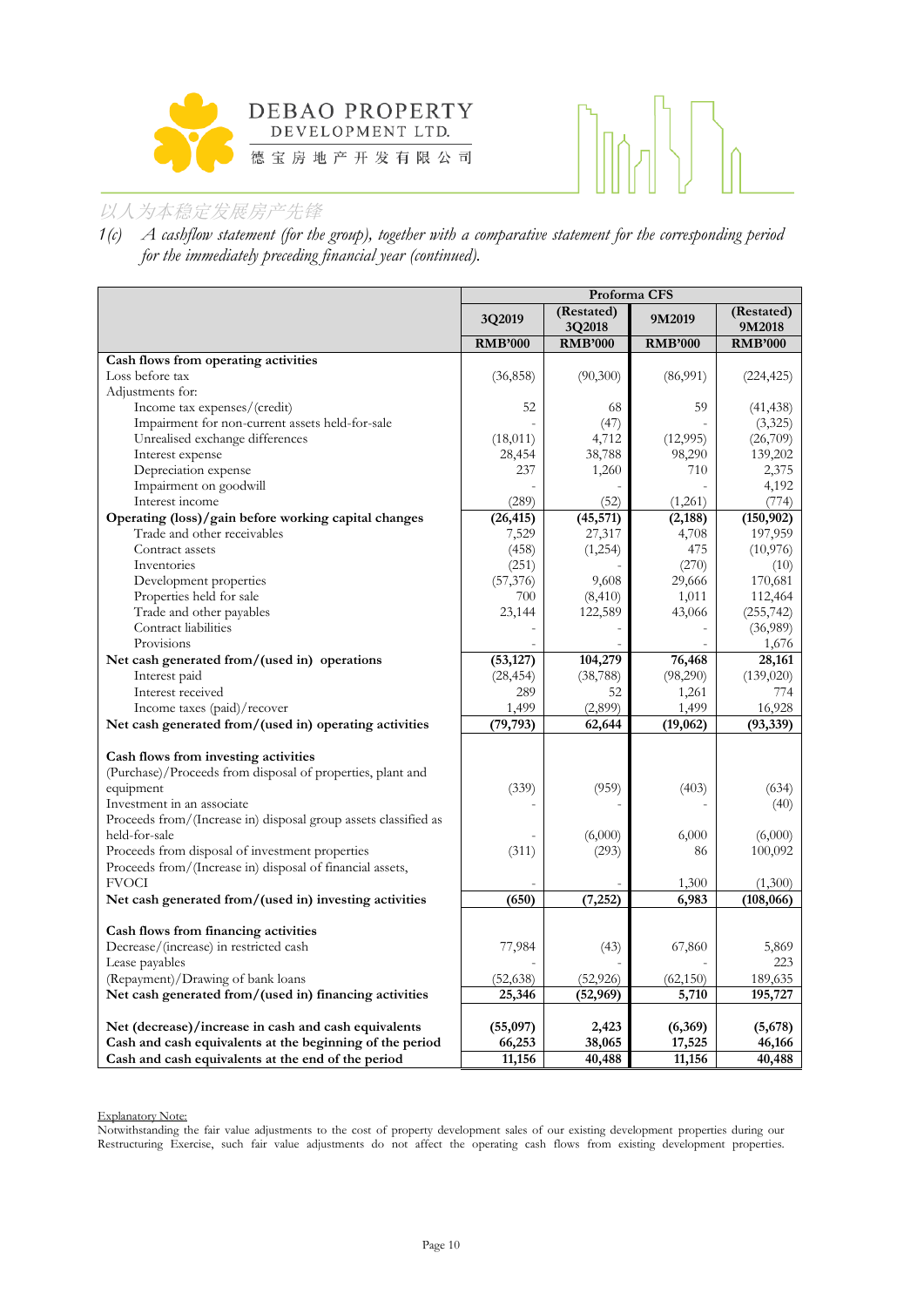1(c) *A cashflow statement (for the group), together with a comparative statement for the corresponding period for the immediately preceding financial year (continued).*

| | Proforma CFS | | | |
|---|---|---|---|---|
| | 3Q2019 | (Restated) 3Q2018 | 9M2019 | (Restated) 9M2018 |
| | RMB'000 | RMB'000 | RMB'000 | RMB'000 |
| **Cash flows from operating activities** | | | | |
| Loss before tax | (36,858) | (90,300) | (86,991) | (224,425) |
| Adjustments for: | | | | |
| Income tax expenses/(credit) | 52 | 68 | 59 | (41,438) |
| Impairment for non-current assets held-for-sale | - | (47) | - | (3,325) |
| Unrealised exchange differences | (18,011) | 4,712 | (12,995) | (26,709) |
| Interest expense | 28,454 | 38,788 | 98,290 | 139,202 |
| Depreciation expense | 237 | 1,260 | 710 | 2,375 |
| Impairment on goodwill | - | - | - | 4,192 |
| Interest income | (289) | (52) | (1,261) | (774) |
| **Operating (loss)/gain before working capital changes** | **(26,415)** | **(45,571)** | **(2,188)** | **(150,902)** |
| Trade and other receivables | 7,529 | 27,317 | 4,708 | 197,959 |
| Contract assets | (458) | (1,254) | 475 | (10,976) |
| Inventories | (251) | - | (270) | (10) |
| Development properties | (57,376) | 9,608 | 29,666 | 170,681 |
| Properties held for sale | 700 | (8,410) | 1,011 | 112,464 |
| Trade and other payables | 23,144 | 122,589 | 43,066 | (255,742) |
| Contract liabilities | - | - | - | (36,989) |
| Provisions | - | - | - | 1,676 |
| **Net cash generated from/(used in) operations** | **(53,127)** | **104,279** | **76,468** | **28,161** |
| Interest paid | (28,454) | (38,788) | (98,290) | (139,020) |
| Interest received | 289 | 52 | 1,261 | 774 |
| Income taxes (paid)/recover | 1,499 | (2,899) | 1,499 | 16,928 |
| **Net cash generated from/(used in) operating activities** | **(79,793)** | **62,644** | **(19,062)** | **(93,339)** |
| | | | | |
| **Cash flows from investing activities** | | | | |
| (Purchase)/Proceeds from disposal of properties, plant and equipment | (339) | (959) | (403) | (634) |
| Investment in an associate | - | - | - | (40) |
| Proceeds from/(Increase in) disposal group assets classified as held-for-sale | - | (6,000) | 6,000 | (6,000) |
| Proceeds from disposal of investment properties | (311) | (293) | 86 | 100,092 |
| Proceeds from/(Increase in) disposal of financial assets, FVOCI | - | - | 1,300 | (1,300) |
| **Net cash generated from/(used in) investing activities** | **(650)** | **(7,252)** | **6,983** | **(108,066)** |
| | | | | |
| **Cash flows from financing activities** | | | | |
| Decrease/(increase) in restricted cash | 77,984 | (43) | 67,860 | 5,869 |
| Lease payables | - | - | - | 223 |
| (Repayment)/Drawing of bank loans | (52,638) | (52,926) | (62,150) | 189,635 |
| **Net cash generated from/(used in) financing activities** | **25,346** | **(52,969)** | **5,710** | **195,727** |
| | | | | |
| **Net (decrease)/increase in cash and cash equivalents** | **(55,097)** | **2,423** | **(6,369)** | **(5,678)** |
| **Cash and cash equivalents at the beginning of the period** | **66,253** | **38,065** | **17,525** | **46,166** |
| **Cash and cash equivalents at the end of the period** | **11,156** | **40,488** | **11,156** | **40,488** |

Explanatory Note:

Notwithstanding the fair value adjustments to the cost of property development sales of our existing development properties during our Restructuring Exercise, such fair value adjustments do not affect the operating cash flows from existing development properties.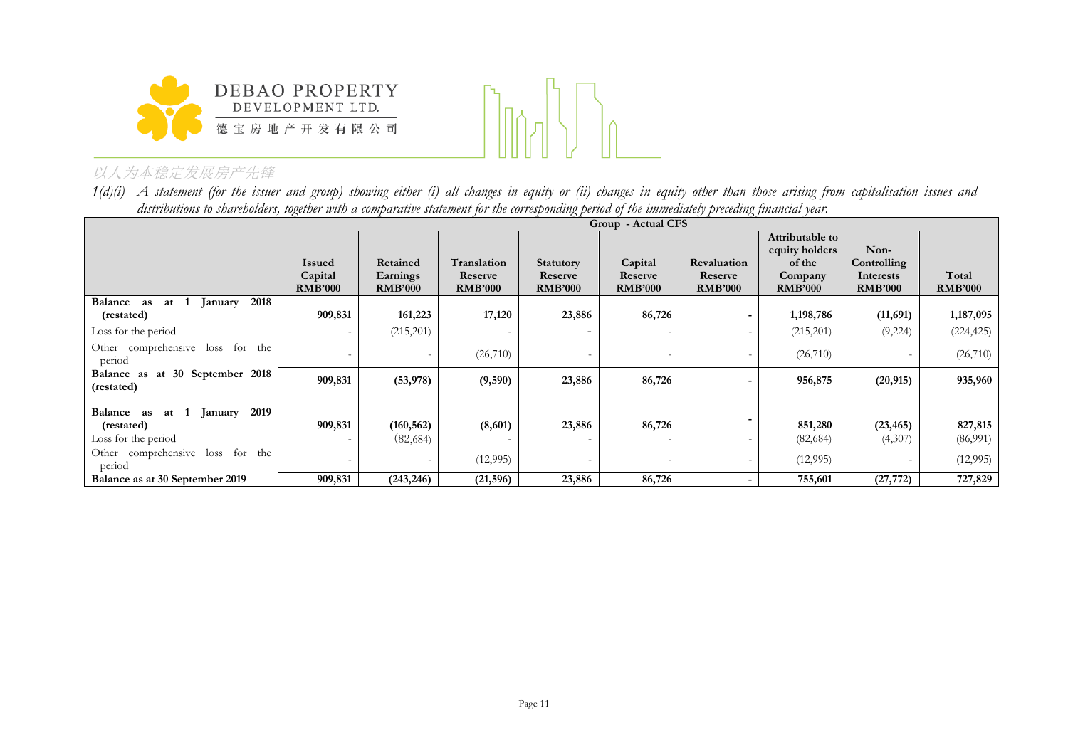以人为本稳定发展房产先锋

*1(d)(i) A statement (for the issuer and group) showing either (i) all changes in equity or (ii) changes in equity other than those arising from capitalisation issues and distributions to shareholders, together with a comparative statement for the corresponding period of the immediately preceding financial year.*

| | Group - Actual CFS | | | | | | | | |
|---|---|---|---|---|---|---|---|---|---|
| | **Issued Capital RMB'000** | **Retained Earnings RMB'000** | **Translation Reserve RMB'000** | **Statutory Reserve RMB'000** | **Capital Reserve RMB'000** | **Revaluation Reserve RMB'000** | **Attributable to equity holders of the Company RMB'000** | **Non-Controlling Interests RMB'000** | **Total RMB'000** |
| **Balance as at 1 January 2018 (restated)** | **909,831** | **161,223** | **17,120** | **23,886** | **86,726** | **-** | **1,198,786** | **(11,691)** | **1,187,095** |
| Loss for the period | - | (215,201) | - | - | - | - | (215,201) | (9,224) | (224,425) |
| Other comprehensive loss for the period | - | - | (26,710) | - | - | - | (26,710) | - | (26,710) |
| **Balance as at 30 September 2018 (restated)** | **909,831** | **(53,978)** | **(9,590)** | **23,886** | **86,726** | **-** | **956,875** | **(20,915)** | **935,960** |
| | | | | | | | | | |
| **Balance as at 1 January 2019 (restated)** | **909,831** | **(160,562)** | **(8,601)** | **23,886** | **86,726** | **-** | **851,280** | **(23,465)** | **827,815** |
| Loss for the period | - | (82,684) | - | - | - | - | (82,684) | (4,307) | (86,991) |
| Other comprehensive loss for the period | - | - | (12,995) | - | - | - | (12,995) | - | (12,995) |
| **Balance as at 30 September 2019** | **909,831** | **(243,246)** | **(21,596)** | **23,886** | **86,726** | **-** | **755,601** | **(27,772)** | **727,829** |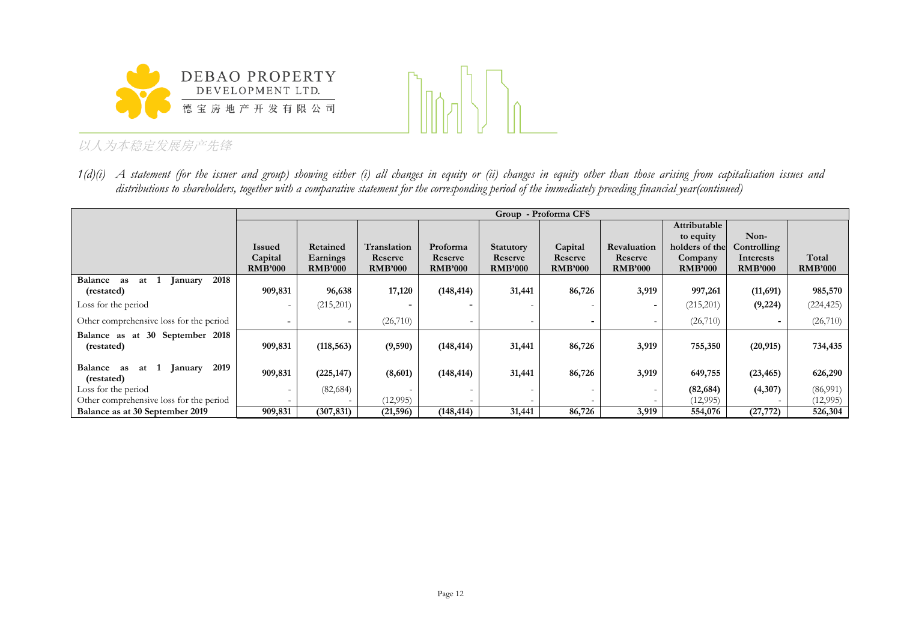1(d)(i) *A statement (for the issuer and group) showing either (i) all changes in equity or (ii) changes in equity other than those arising from capitalisation issues and distributions to shareholders, together with a comparative statement for the corresponding period of the immediately preceding financial year(continued)*

| | Group - Proforma CFS | | | | | | | | | |
|---|---|---|---|---|---|---|---|---|---|---|
| | **Issued Capital RMB'000** | **Retained Earnings RMB'000** | **Translation Reserve RMB'000** | **Proforma Reserve RMB'000** | **Statutory Reserve RMB'000** | **Capital Reserve RMB'000** | **Revaluation Reserve RMB'000** | **Attributable to equity holders of the Company RMB'000** | **Non-Controlling Interests RMB'000** | **Total RMB'000** |
| **Balance as at 1 January 2018 (restated)** | **909,831** | **96,638** | **17,120** | **(148,414)** | **31,441** | **86,726** | **3,919** | **997,261** | **(11,691)** | **985,570** |
| Loss for the period | - | (215,201) | - | - | - | - | - | (215,201) | **(9,224)** | (224,425) |
| Other comprehensive loss for the period | - | - | (26,710) | - | - | - | - | (26,710) | - | (26,710) |
| **Balance as at 30 September 2018 (restated)** | **909,831** | **(118,563)** | **(9,590)** | **(148,414)** | **31,441** | **86,726** | **3,919** | **755,350** | **(20,915)** | **734,435** |
| **Balance as at 1 January 2019 (restated)** | **909,831** | **(225,147)** | **(8,601)** | **(148,414)** | **31,441** | **86,726** | **3,919** | **649,755** | **(23,465)** | **626,290** |
| Loss for the period | - | (82,684) | - | - | - | - | - | **(82,684)** | **(4,307)** | (86,991) |
| Other comprehensive loss for the period | - | - | (12,995) | - | - | - | - | (12,995) | - | (12,995) |
| **Balance as at 30 September 2019** | **909,831** | **(307,831)** | **(21,596)** | **(148,414)** | **31,441** | **86,726** | **3,919** | **554,076** | **(27,772)** | **526,304** |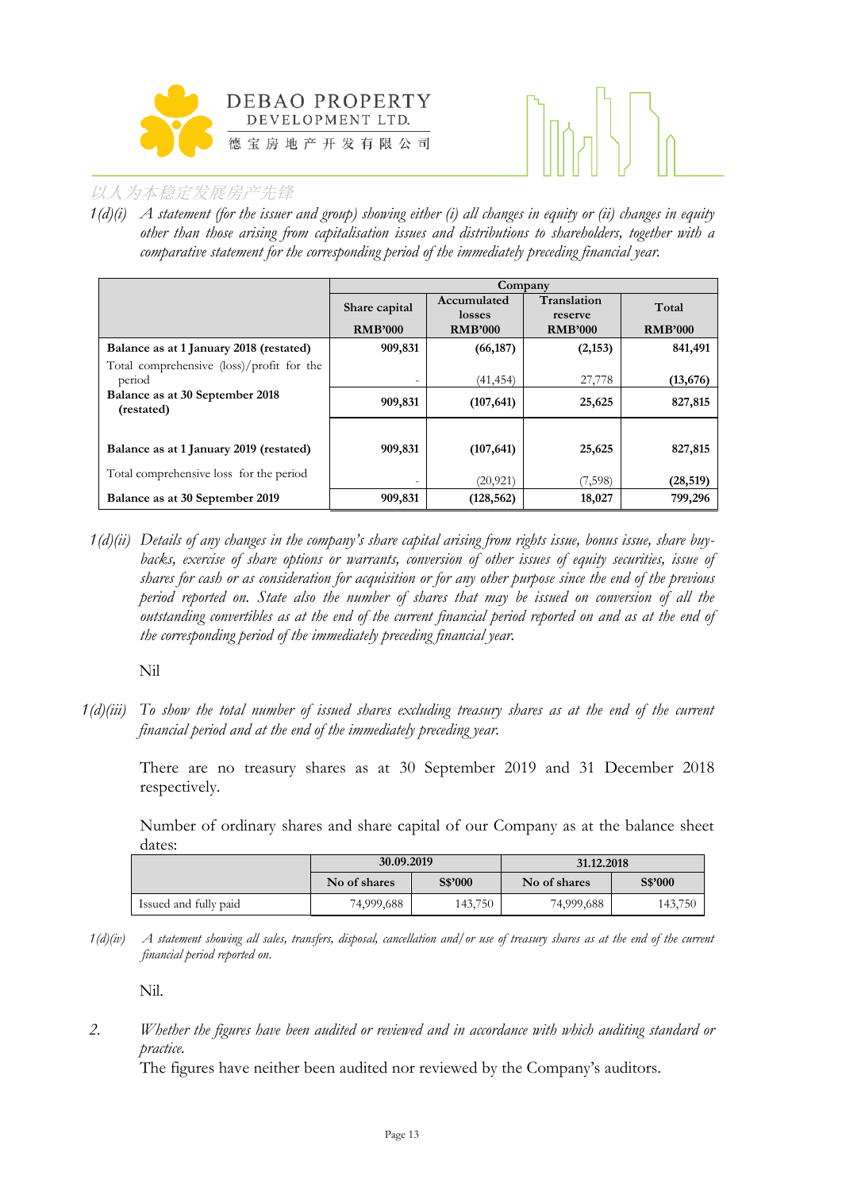1(d)(i) *A statement (for the issuer and group) showing either (i) all changes in equity or (ii) changes in equity other than those arising from capitalisation issues and distributions to shareholders, together with a comparative statement for the corresponding period of the immediately preceding financial year.*

| | Company | | | |
|---|---|---|---|---|
| | Share capital RMB'000 | Accumulated losses RMB'000 | Translation reserve RMB'000 | Total RMB'000 |
| **Balance as at 1 January 2018 (restated)** | **909,831** | **(66,187)** | **(2,153)** | **841,491** |
| Total comprehensive (loss)/profit for the period | - | (41,454) | 27,778 | **(13,676)** |
| **Balance as at 30 September 2018 (restated)** | **909,831** | **(107,641)** | **25,625** | **827,815** |
| | | | | |
| **Balance as at 1 January 2019 (restated)** | **909,831** | **(107,641)** | **25,625** | **827,815** |
| Total comprehensive loss for the period | - | (20,921) | (7,598) | **(28,519)** |
| **Balance as at 30 September 2019** | **909,831** | **(128,562)** | **18,027** | **799,296** |

1(d)(ii) *Details of any changes in the company's share capital arising from rights issue, bonus issue, share buy-backs, exercise of share options or warrants, conversion of other issues of equity securities, issue of shares for cash or as consideration for acquisition or for any other purpose since the end of the previous period reported on. State also the number of shares that may be issued on conversion of all the outstanding convertibles as at the end of the current financial period reported on and as at the end of the corresponding period of the immediately preceding financial year.*

Nil

1(d)(iii) *To show the total number of issued shares excluding treasury shares as at the end of the current financial period and at the end of the immediately preceding year.*

There are no treasury shares as at 30 September 2019 and 31 December 2018 respectively.

Number of ordinary shares and share capital of our Company as at the balance sheet dates:

| | 30.09.2019 | | 31.12.2018 | |
|---|---|---|---|---|
| | No of shares | S$'000 | No of shares | S$'000 |
| Issued and fully paid | 74,999,688 | 143,750 | 74,999,688 | 143,750 |

1(d)(iv) *A statement showing all sales, transfers, disposal, cancellation and/or use of treasury shares as at the end of the current financial period reported on.*

Nil.

2. *Whether the figures have been audited or reviewed and in accordance with which auditing standard or practice.*

The figures have neither been audited nor reviewed by the Company's auditors.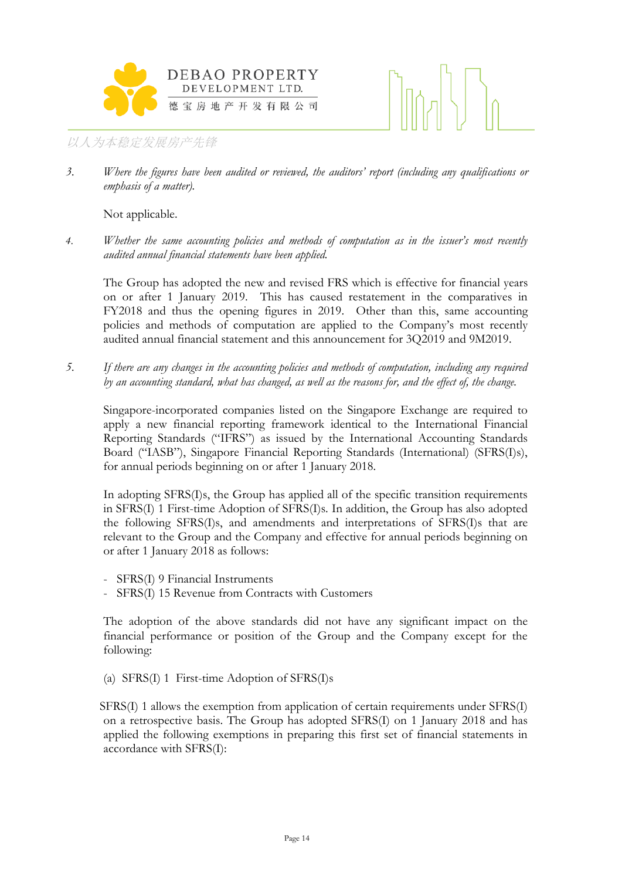3. *Where the figures have been audited or reviewed, the auditors' report (including any qualifications or emphasis of a matter).*

   Not applicable.

4. *Whether the same accounting policies and methods of computation as in the issuer's most recently audited annual financial statements have been applied.*

   The Group has adopted the new and revised FRS which is effective for financial years on or after 1 January 2019. This has caused restatement in the comparatives in FY2018 and thus the opening figures in 2019. Other than this, same accounting policies and methods of computation are applied to the Company's most recently audited annual financial statement and this announcement for 3Q2019 and 9M2019.

5. *If there are any changes in the accounting policies and methods of computation, including any required by an accounting standard, what has changed, as well as the reasons for, and the effect of, the change.*

   Singapore-incorporated companies listed on the Singapore Exchange are required to apply a new financial reporting framework identical to the International Financial Reporting Standards ("IFRS") as issued by the International Accounting Standards Board ("IASB"), Singapore Financial Reporting Standards (International) (SFRS(I)s), for annual periods beginning on or after 1 January 2018.

   In adopting SFRS(I)s, the Group has applied all of the specific transition requirements in SFRS(I) 1 First-time Adoption of SFRS(I)s. In addition, the Group has also adopted the following SFRS(I)s, and amendments and interpretations of SFRS(I)s that are relevant to the Group and the Company and effective for annual periods beginning on or after 1 January 2018 as follows:

   - SFRS(I) 9 Financial Instruments
   - SFRS(I) 15 Revenue from Contracts with Customers

   The adoption of the above standards did not have any significant impact on the financial performance or position of the Group and the Company except for the following:

   (a) SFRS(I) 1 First-time Adoption of SFRS(I)s

   SFRS(I) 1 allows the exemption from application of certain requirements under SFRS(I) on a retrospective basis. The Group has adopted SFRS(I) on 1 January 2018 and has applied the following exemptions in preparing this first set of financial statements in accordance with SFRS(I):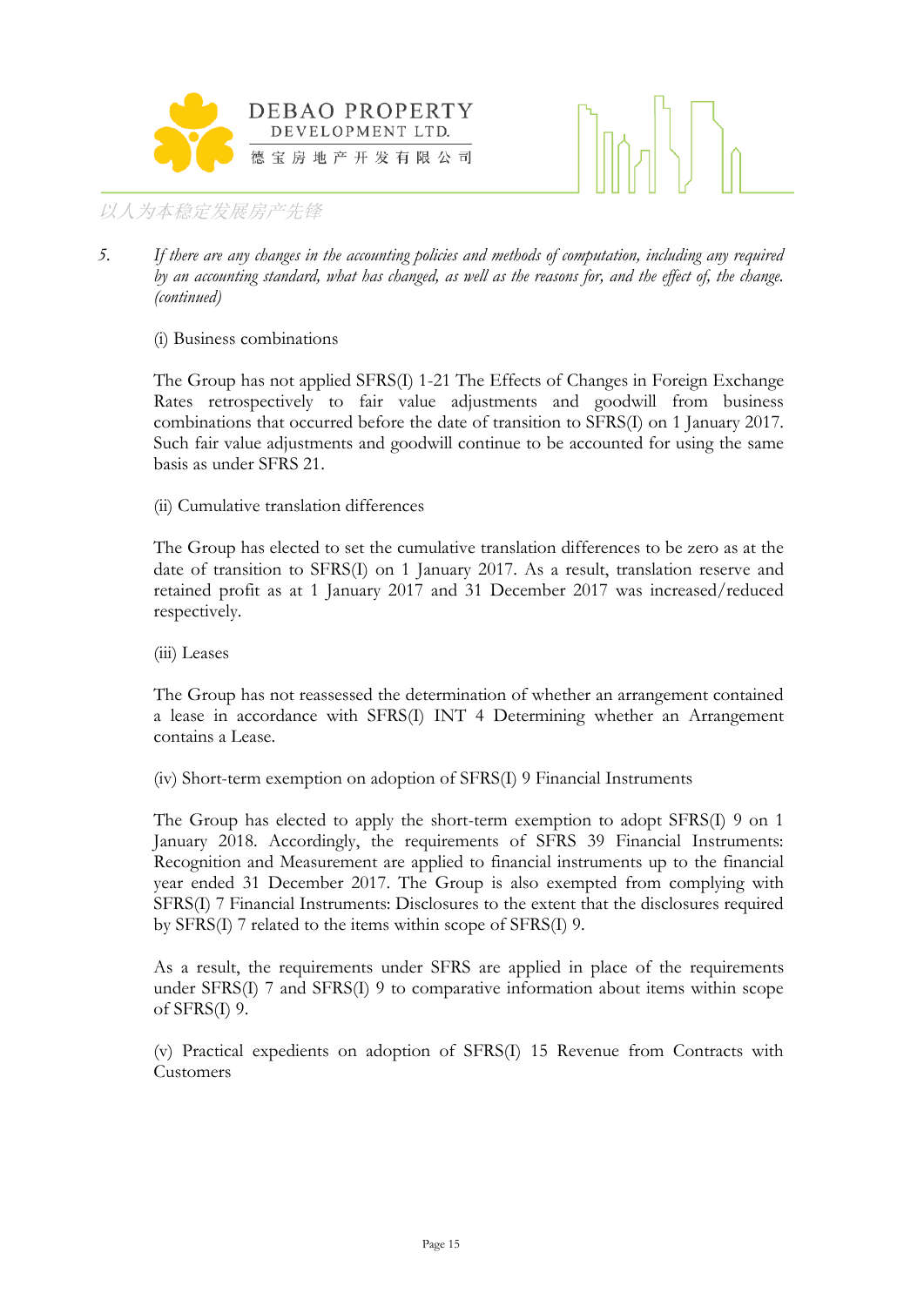5. *If there are any changes in the accounting policies and methods of computation, including any required by an accounting standard, what has changed, as well as the reasons for, and the effect of, the change. (continued)*

(i) Business combinations

The Group has not applied SFRS(I) 1-21 The Effects of Changes in Foreign Exchange Rates retrospectively to fair value adjustments and goodwill from business combinations that occurred before the date of transition to SFRS(I) on 1 January 2017. Such fair value adjustments and goodwill continue to be accounted for using the same basis as under SFRS 21.

(ii) Cumulative translation differences

The Group has elected to set the cumulative translation differences to be zero as at the date of transition to SFRS(I) on 1 January 2017. As a result, translation reserve and retained profit as at 1 January 2017 and 31 December 2017 was increased/reduced respectively.

(iii) Leases

The Group has not reassessed the determination of whether an arrangement contained a lease in accordance with SFRS(I) INT 4 Determining whether an Arrangement contains a Lease.

(iv) Short-term exemption on adoption of SFRS(I) 9 Financial Instruments

The Group has elected to apply the short-term exemption to adopt SFRS(I) 9 on 1 January 2018. Accordingly, the requirements of SFRS 39 Financial Instruments: Recognition and Measurement are applied to financial instruments up to the financial year ended 31 December 2017. The Group is also exempted from complying with SFRS(I) 7 Financial Instruments: Disclosures to the extent that the disclosures required by SFRS(I) 7 related to the items within scope of SFRS(I) 9.

As a result, the requirements under SFRS are applied in place of the requirements under SFRS(I) 7 and SFRS(I) 9 to comparative information about items within scope of SFRS(I) 9.

(v) Practical expedients on adoption of SFRS(I) 15 Revenue from Contracts with Customers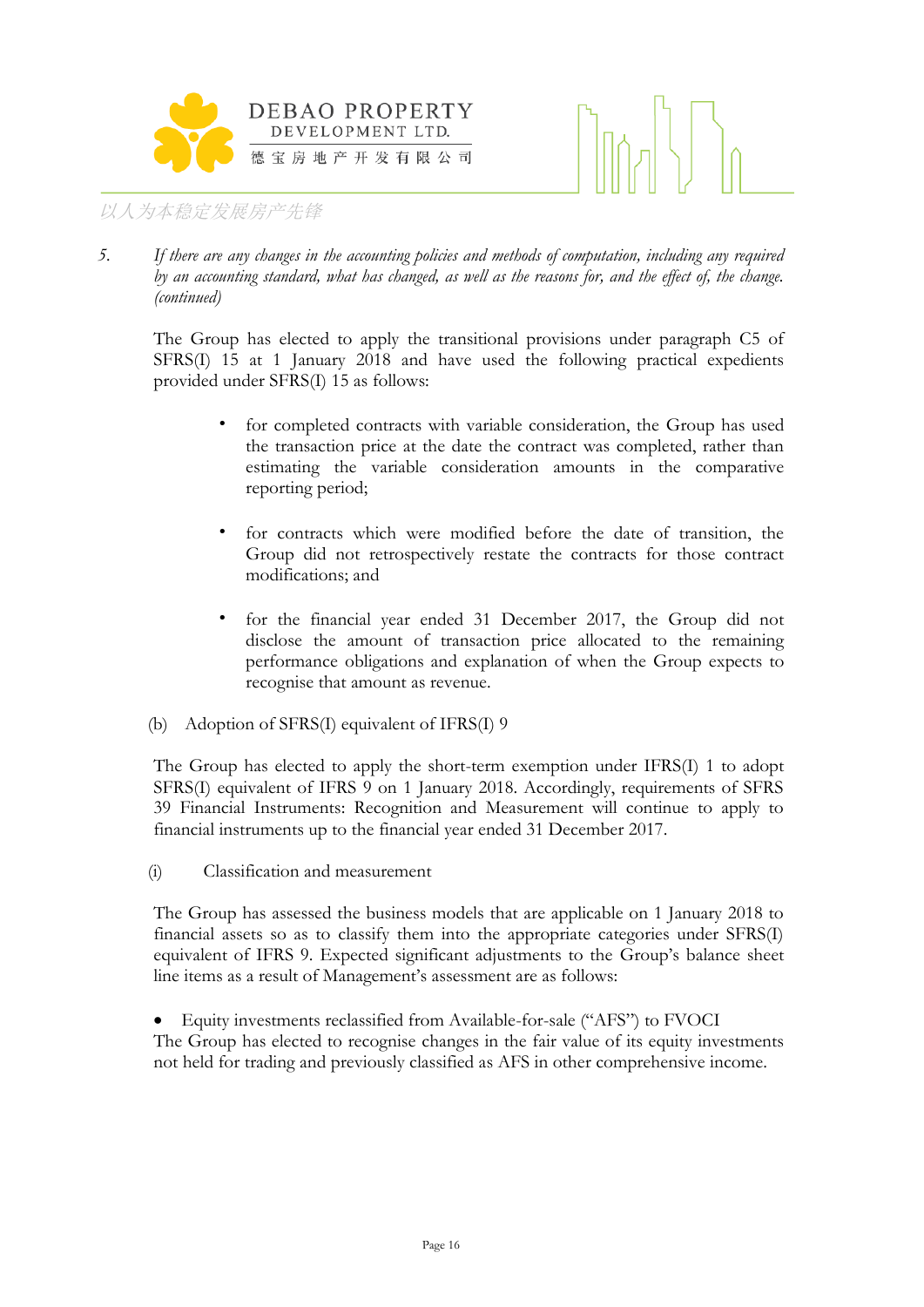5. *If there are any changes in the accounting policies and methods of computation, including any required by an accounting standard, what has changed, as well as the reasons for, and the effect of, the change. (continued)*

The Group has elected to apply the transitional provisions under paragraph C5 of SFRS(I) 15 at 1 January 2018 and have used the following practical expedients provided under SFRS(I) 15 as follows:

- for completed contracts with variable consideration, the Group has used the transaction price at the date the contract was completed, rather than estimating the variable consideration amounts in the comparative reporting period;
- for contracts which were modified before the date of transition, the Group did not retrospectively restate the contracts for those contract modifications; and
- for the financial year ended 31 December 2017, the Group did not disclose the amount of transaction price allocated to the remaining performance obligations and explanation of when the Group expects to recognise that amount as revenue.

(b) Adoption of SFRS(I) equivalent of IFRS(I) 9

The Group has elected to apply the short-term exemption under IFRS(I) 1 to adopt SFRS(I) equivalent of IFRS 9 on 1 January 2018. Accordingly, requirements of SFRS 39 Financial Instruments: Recognition and Measurement will continue to apply to financial instruments up to the financial year ended 31 December 2017.

(i) Classification and measurement

The Group has assessed the business models that are applicable on 1 January 2018 to financial assets so as to classify them into the appropriate categories under SFRS(I) equivalent of IFRS 9. Expected significant adjustments to the Group's balance sheet line items as a result of Management's assessment are as follows:

- Equity investments reclassified from Available-for-sale ("AFS") to FVOCI

The Group has elected to recognise changes in the fair value of its equity investments not held for trading and previously classified as AFS in other comprehensive income.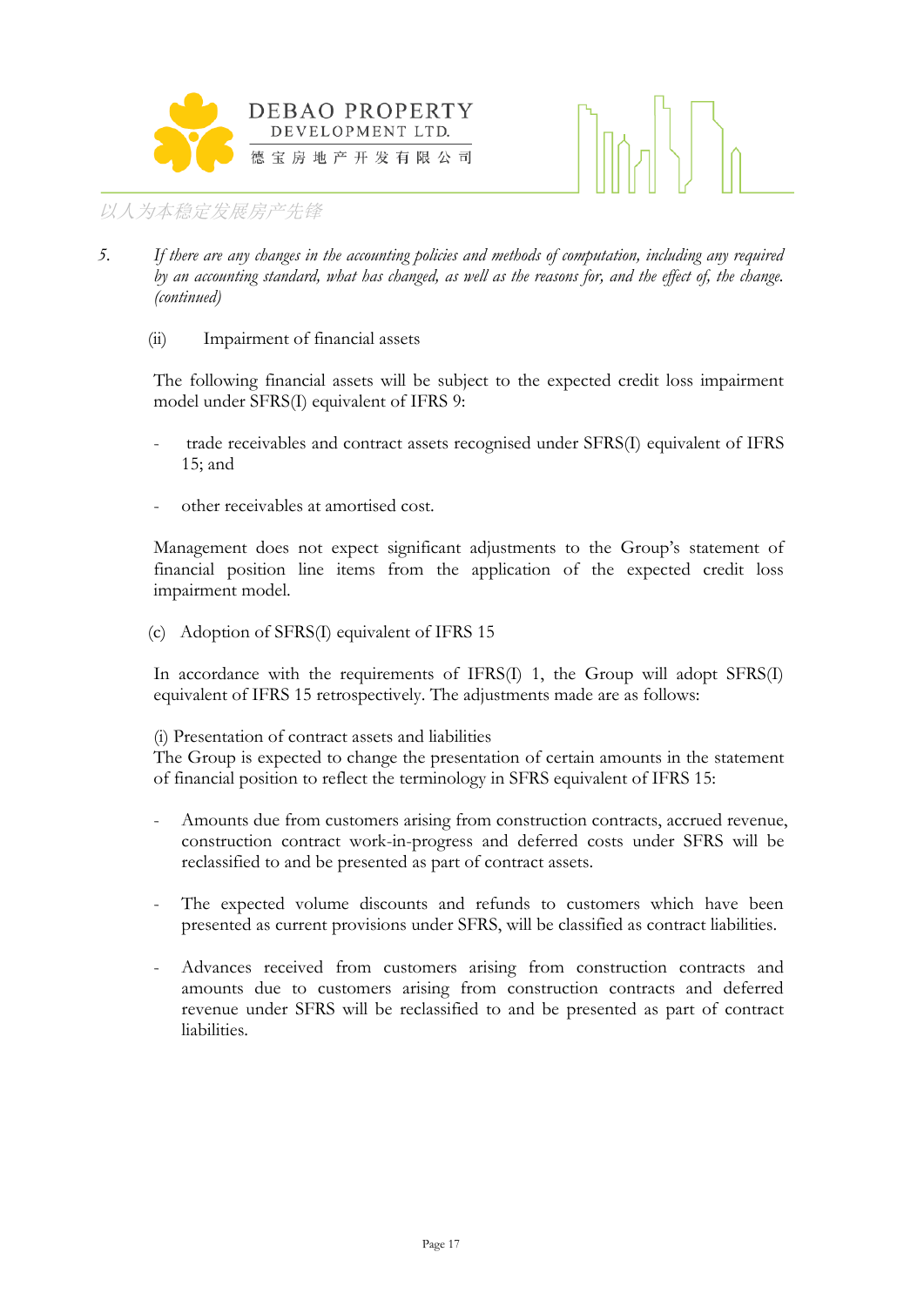5. *If there are any changes in the accounting policies and methods of computation, including any required by an accounting standard, what has changed, as well as the reasons for, and the effect of, the change. (continued)*

(ii) Impairment of financial assets

The following financial assets will be subject to the expected credit loss impairment model under SFRS(I) equivalent of IFRS 9:

- trade receivables and contract assets recognised under SFRS(I) equivalent of IFRS 15; and
- other receivables at amortised cost.

Management does not expect significant adjustments to the Group's statement of financial position line items from the application of the expected credit loss impairment model.

(c) Adoption of SFRS(I) equivalent of IFRS 15

In accordance with the requirements of IFRS(I) 1, the Group will adopt SFRS(I) equivalent of IFRS 15 retrospectively. The adjustments made are as follows:

(i) Presentation of contract assets and liabilities
The Group is expected to change the presentation of certain amounts in the statement of financial position to reflect the terminology in SFRS equivalent of IFRS 15:

- Amounts due from customers arising from construction contracts, accrued revenue, construction contract work-in-progress and deferred costs under SFRS will be reclassified to and be presented as part of contract assets.
- The expected volume discounts and refunds to customers which have been presented as current provisions under SFRS, will be classified as contract liabilities.
- Advances received from customers arising from construction contracts and amounts due to customers arising from construction contracts and deferred revenue under SFRS will be reclassified to and be presented as part of contract liabilities.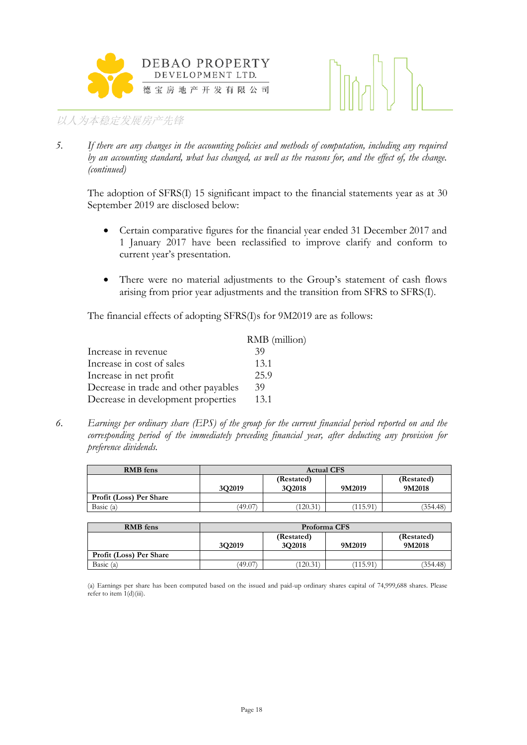5. *If there are any changes in the accounting policies and methods of computation, including any required by an accounting standard, what has changed, as well as the reasons for, and the effect of, the change. (continued)*

The adoption of SFRS(I) 15 significant impact to the financial statements year as at 30 September 2019 are disclosed below:

- Certain comparative figures for the financial year ended 31 December 2017 and 1 January 2017 have been reclassified to improve clarify and conform to current year's presentation.
- There were no material adjustments to the Group's statement of cash flows arising from prior year adjustments and the transition from SFRS to SFRS(I).

The financial effects of adopting SFRS(I)s for 9M2019 are as follows:

| | RMB (million) |
|---|---|
| Increase in revenue | 39 |
| Increase in cost of sales | 13.1 |
| Increase in net profit | 25.9 |
| Decrease in trade and other payables | 39 |
| Decrease in development properties | 13.1 |

6. *Earnings per ordinary share (EPS) of the group for the current financial period reported on and the corresponding period of the immediately preceding financial year, after deducting any provision for preference dividends.*

| RMB fens | Actual CFS | | | |
|---|---|---|---|---|
| | 3Q2019 | (Restated) 3Q2018 | 9M2019 | (Restated) 9M2018 |
| **Profit (Loss) Per Share** | | | | |
| Basic (a) | (49.07) | (120.31) | (115.91) | (354.48) |

| RMB fens | Proforma CFS | | | |
|---|---|---|---|---|
| | 3Q2019 | (Restated) 3Q2018 | 9M2019 | (Restated) 9M2018 |
| **Profit (Loss) Per Share** | | | | |
| Basic (a) | (49.07) | (120.31) | (115.91) | (354.48) |

(a) Earnings per share has been computed based on the issued and paid-up ordinary shares capital of 74,999,688 shares. Please refer to item 1(d)(iii).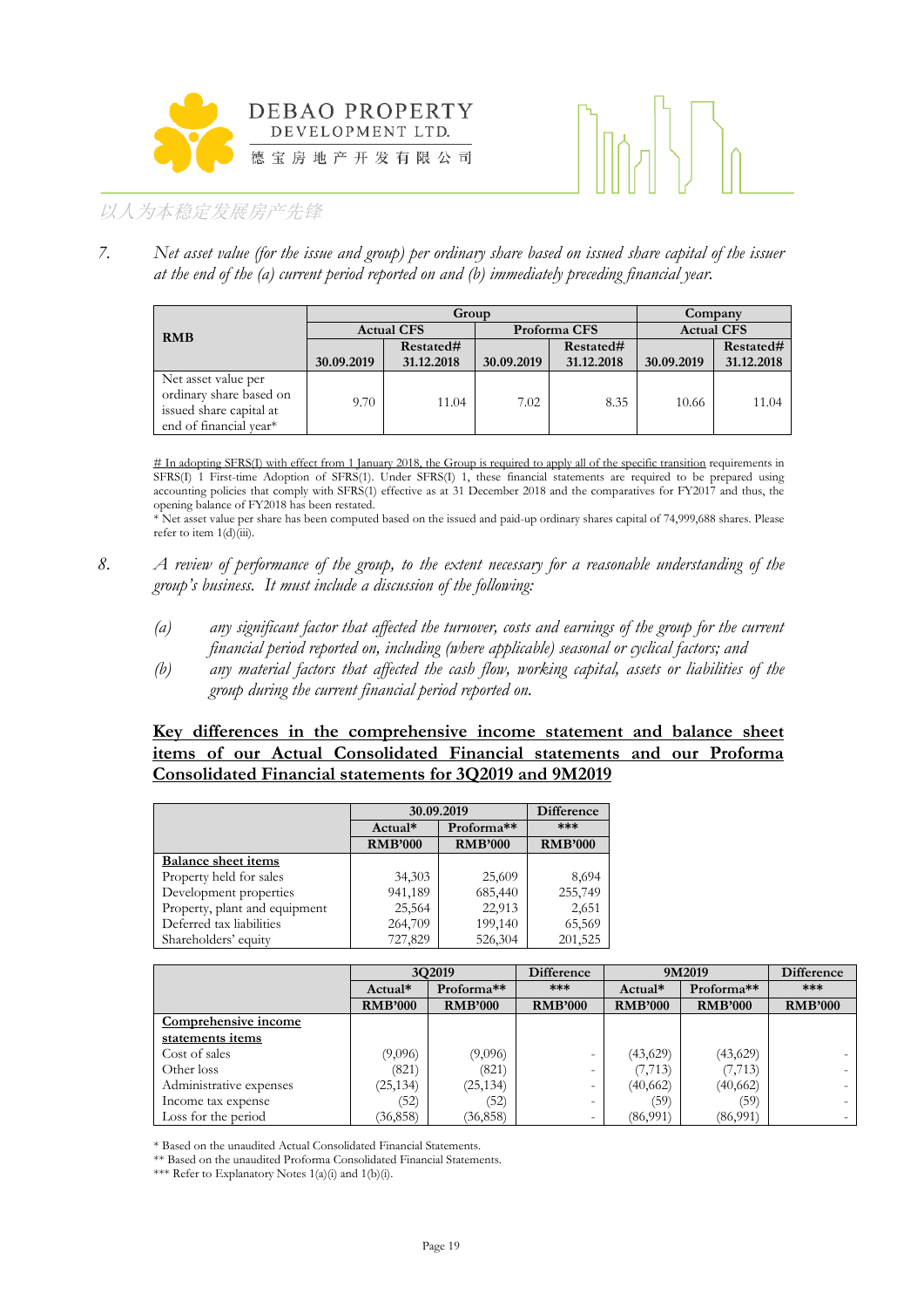7. *Net asset value (for the issue and group) per ordinary share based on issued share capital of the issuer at the end of the (a) current period reported on and (b) immediately preceding financial year.*

| RMB | Group | | | | Company | |
|---|---|---|---|---|---|---|
| | Actual CFS | | Proforma CFS | | Actual CFS | |
| | 30.09.2019 | Restated# 31.12.2018 | 30.09.2019 | Restated# 31.12.2018 | 30.09.2019 | Restated# 31.12.2018 |
| Net asset value per ordinary share based on issued share capital at end of financial year* | 9.70 | 11.04 | 7.02 | 8.35 | 10.66 | 11.04 |

# In adopting SFRS(I) with effect from 1 January 2018, the Group is required to apply all of the specific transition requirements in SFRS(I) 1 First-time Adoption of SFRS(I). Under SFRS(I) 1, these financial statements are required to be prepared using accounting policies that comply with SFRS(I) effective as at 31 December 2018 and the comparatives for FY2017 and thus, the opening balance of FY2018 has been restated.

* Net asset value per share has been computed based on the issued and paid-up ordinary shares capital of 74,999,688 shares. Please refer to item 1(d)(iii).

8. *A review of performance of the group, to the extent necessary for a reasonable understanding of the group's business. It must include a discussion of the following:*

   (a) *any significant factor that affected the turnover, costs and earnings of the group for the current financial period reported on, including (where applicable) seasonal or cyclical factors; and*

   (b) *any material factors that affected the cash flow, working capital, assets or liabilities of the group during the current financial period reported on.*

**Key differences in the comprehensive income statement and balance sheet items of our Actual Consolidated Financial statements and our Proforma Consolidated Financial statements for 3Q2019 and 9M2019**

| | 30.09.2019 | | Difference |
|---|---|---|---|
| | Actual* | Proforma** | *** |
| | RMB'000 | RMB'000 | RMB'000 |
| **Balance sheet items** | | | |
| Property held for sales | 34,303 | 25,609 | 8,694 |
| Development properties | 941,189 | 685,440 | 255,749 |
| Property, plant and equipment | 25,564 | 22,913 | 2,651 |
| Deferred tax liabilities | 264,709 | 199,140 | 65,569 |
| Shareholders' equity | 727,829 | 526,304 | 201,525 |

| | 3Q2019 | | Difference | 9M2019 | | Difference |
|---|---|---|---|---|---|---|
| | Actual* | Proforma** | *** | Actual* | Proforma** | *** |
| | RMB'000 | RMB'000 | RMB'000 | RMB'000 | RMB'000 | RMB'000 |
| **Comprehensive income statements items** | | | | | | |
| Cost of sales | (9,096) | (9,096) | - | (43,629) | (43,629) | - |
| Other loss | (821) | (821) | - | (7,713) | (7,713) | - |
| Administrative expenses | (25,134) | (25,134) | - | (40,662) | (40,662) | - |
| Income tax expense | (52) | (52) | - | (59) | (59) | - |
| Loss for the period | (36,858) | (36,858) | - | (86,991) | (86,991) | - |

* Based on the unaudited Actual Consolidated Financial Statements.

** Based on the unaudited Proforma Consolidated Financial Statements.

*** Refer to Explanatory Notes 1(a)(i) and 1(b)(i).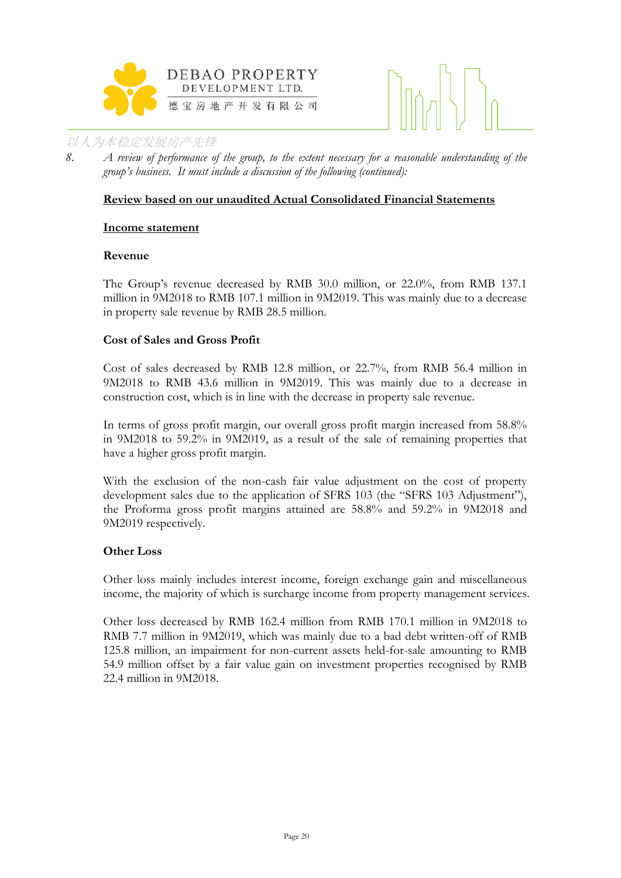8. *A review of performance of the group, to the extent necessary for a reasonable understanding of the group's business. It must include a discussion of the following (continued):*

**Review based on our unaudited Actual Consolidated Financial Statements**

**Income statement**

**Revenue**

The Group's revenue decreased by RMB 30.0 million, or 22.0%, from RMB 137.1 million in 9M2018 to RMB 107.1 million in 9M2019. This was mainly due to a decrease in property sale revenue by RMB 28.5 million.

**Cost of Sales and Gross Profit**

Cost of sales decreased by RMB 12.8 million, or 22.7%, from RMB 56.4 million in 9M2018 to RMB 43.6 million in 9M2019. This was mainly due to a decrease in construction cost, which is in line with the decrease in property sale revenue.

In terms of gross profit margin, our overall gross profit margin increased from 58.8% in 9M2018 to 59.2% in 9M2019, as a result of the sale of remaining properties that have a higher gross profit margin.

With the exclusion of the non-cash fair value adjustment on the cost of property development sales due to the application of SFRS 103 (the "SFRS 103 Adjustment"), the Proforma gross profit margins attained are 58.8% and 59.2% in 9M2018 and 9M2019 respectively.

**Other Loss**

Other loss mainly includes interest income, foreign exchange gain and miscellaneous income, the majority of which is surcharge income from property management services.

Other loss decreased by RMB 162.4 million from RMB 170.1 million in 9M2018 to RMB 7.7 million in 9M2019, which was mainly due to a bad debt written-off of RMB 125.8 million, an impairment for non-current assets held-for-sale amounting to RMB 54.9 million offset by a fair value gain on investment properties recognised by RMB 22.4 million in 9M2018.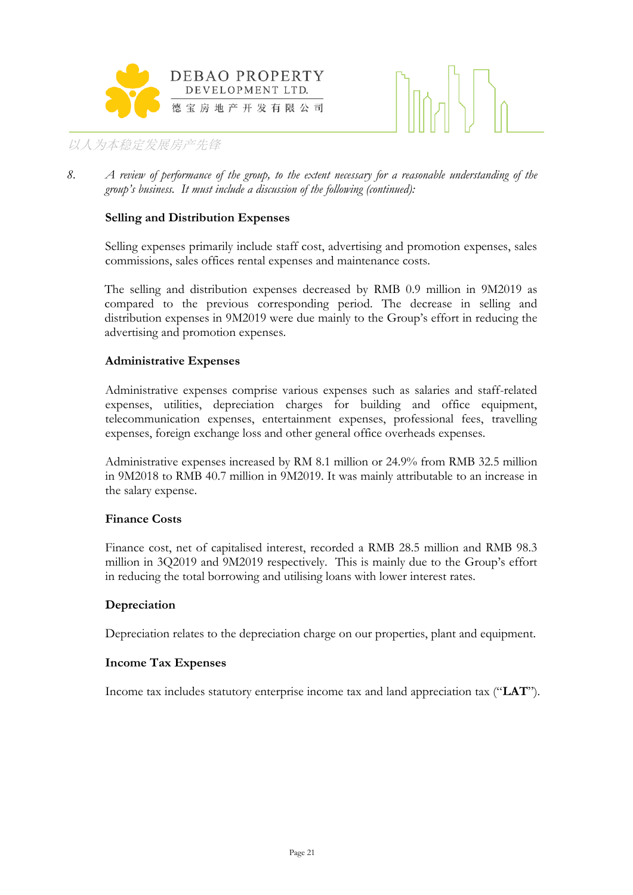8. *A review of performance of the group, to the extent necessary for a reasonable understanding of the group's business. It must include a discussion of the following (continued):*

**Selling and Distribution Expenses**

Selling expenses primarily include staff cost, advertising and promotion expenses, sales commissions, sales offices rental expenses and maintenance costs.

The selling and distribution expenses decreased by RMB 0.9 million in 9M2019 as compared to the previous corresponding period. The decrease in selling and distribution expenses in 9M2019 were due mainly to the Group's effort in reducing the advertising and promotion expenses.

**Administrative Expenses**

Administrative expenses comprise various expenses such as salaries and staff-related expenses, utilities, depreciation charges for building and office equipment, telecommunication expenses, entertainment expenses, professional fees, travelling expenses, foreign exchange loss and other general office overheads expenses.

Administrative expenses increased by RM 8.1 million or 24.9% from RMB 32.5 million in 9M2018 to RMB 40.7 million in 9M2019. It was mainly attributable to an increase in the salary expense.

**Finance Costs**

Finance cost, net of capitalised interest, recorded a RMB 28.5 million and RMB 98.3 million in 3Q2019 and 9M2019 respectively. This is mainly due to the Group's effort in reducing the total borrowing and utilising loans with lower interest rates.

**Depreciation**

Depreciation relates to the depreciation charge on our properties, plant and equipment.

**Income Tax Expenses**

Income tax includes statutory enterprise income tax and land appreciation tax ("**LAT**").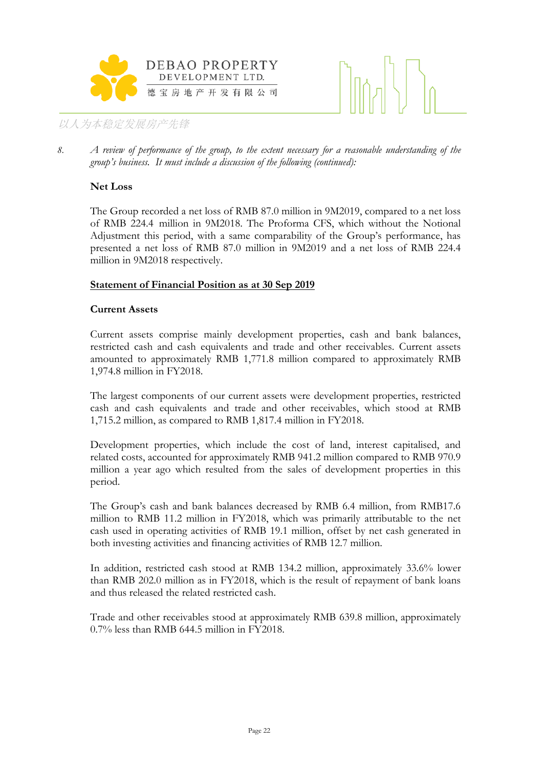8. *A review of performance of the group, to the extent necessary for a reasonable understanding of the group's business. It must include a discussion of the following (continued):*

**Net Loss**

The Group recorded a net loss of RMB 87.0 million in 9M2019, compared to a net loss of RMB 224.4 million in 9M2018. The Proforma CFS, which without the Notional Adjustment this period, with a same comparability of the Group's performance, has presented a net loss of RMB 87.0 million in 9M2019 and a net loss of RMB 224.4 million in 9M2018 respectively.

**<u>Statement of Financial Position as at 30 Sep 2019</u>**

**Current Assets**

Current assets comprise mainly development properties, cash and bank balances, restricted cash and cash equivalents and trade and other receivables. Current assets amounted to approximately RMB 1,771.8 million compared to approximately RMB 1,974.8 million in FY2018.

The largest components of our current assets were development properties, restricted cash and cash equivalents and trade and other receivables, which stood at RMB 1,715.2 million, as compared to RMB 1,817.4 million in FY2018.

Development properties, which include the cost of land, interest capitalised, and related costs, accounted for approximately RMB 941.2 million compared to RMB 970.9 million a year ago which resulted from the sales of development properties in this period.

The Group's cash and bank balances decreased by RMB 6.4 million, from RMB17.6 million to RMB 11.2 million in FY2018, which was primarily attributable to the net cash used in operating activities of RMB 19.1 million, offset by net cash generated in both investing activities and financing activities of RMB 12.7 million.

In addition, restricted cash stood at RMB 134.2 million, approximately 33.6% lower than RMB 202.0 million as in FY2018, which is the result of repayment of bank loans and thus released the related restricted cash.

Trade and other receivables stood at approximately RMB 639.8 million, approximately 0.7% less than RMB 644.5 million in FY2018.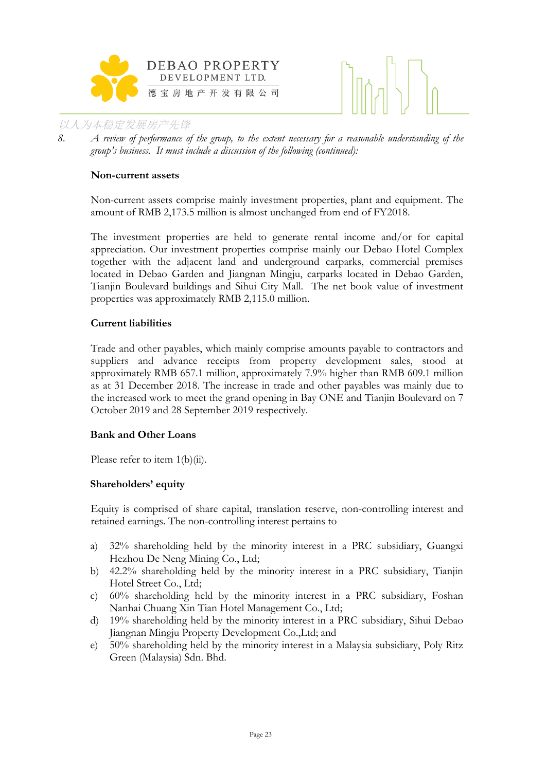8. *A review of performance of the group, to the extent necessary for a reasonable understanding of the group's business. It must include a discussion of the following (continued):*

**Non-current assets**

Non-current assets comprise mainly investment properties, plant and equipment. The amount of RMB 2,173.5 million is almost unchanged from end of FY2018.

The investment properties are held to generate rental income and/or for capital appreciation. Our investment properties comprise mainly our Debao Hotel Complex together with the adjacent land and underground carparks, commercial premises located in Debao Garden and Jiangnan Mingju, carparks located in Debao Garden, Tianjin Boulevard buildings and Sihui City Mall. The net book value of investment properties was approximately RMB 2,115.0 million.

**Current liabilities**

Trade and other payables, which mainly comprise amounts payable to contractors and suppliers and advance receipts from property development sales, stood at approximately RMB 657.1 million, approximately 7.9% higher than RMB 609.1 million as at 31 December 2018. The increase in trade and other payables was mainly due to the increased work to meet the grand opening in Bay ONE and Tianjin Boulevard on 7 October 2019 and 28 September 2019 respectively.

**Bank and Other Loans**

Please refer to item 1(b)(ii).

**Shareholders' equity**

Equity is comprised of share capital, translation reserve, non-controlling interest and retained earnings. The non-controlling interest pertains to

a) 32% shareholding held by the minority interest in a PRC subsidiary, Guangxi Hezhou De Neng Mining Co., Ltd;
b) 42.2% shareholding held by the minority interest in a PRC subsidiary, Tianjin Hotel Street Co., Ltd;
c) 60% shareholding held by the minority interest in a PRC subsidiary, Foshan Nanhai Chuang Xin Tian Hotel Management Co., Ltd;
d) 19% shareholding held by the minority interest in a PRC subsidiary, Sihui Debao Jiangnan Mingju Property Development Co.,Ltd; and
e) 50% shareholding held by the minority interest in a Malaysia subsidiary, Poly Ritz Green (Malaysia) Sdn. Bhd.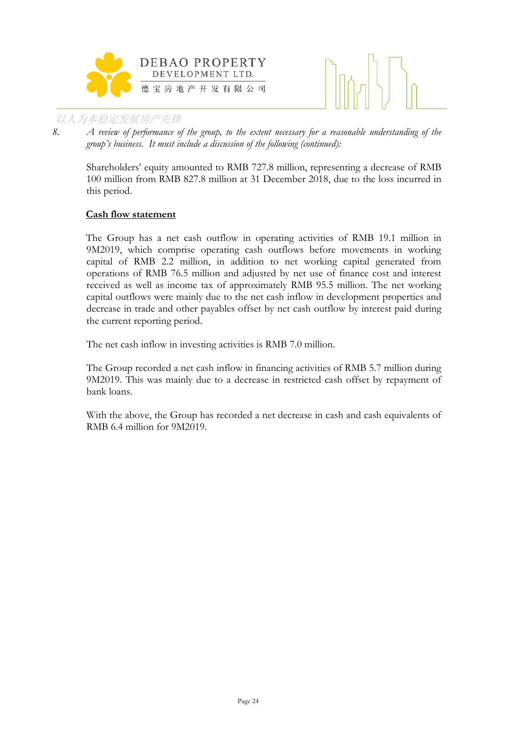8. *A review of performance of the group, to the extent necessary for a reasonable understanding of the group's business. It must include a discussion of the following (continued):*

Shareholders' equity amounted to RMB 727.8 million, representing a decrease of RMB 100 million from RMB 827.8 million at 31 December 2018, due to the loss incurred in this period.

**Cash flow statement**

The Group has a net cash outflow in operating activities of RMB 19.1 million in 9M2019, which comprise operating cash outflows before movements in working capital of RMB 2.2 million, in addition to net working capital generated from operations of RMB 76.5 million and adjusted by net use of finance cost and interest received as well as income tax of approximately RMB 95.5 million. The net working capital outflows were mainly due to the net cash inflow in development properties and decrease in trade and other payables offset by net cash outflow by interest paid during the current reporting period.

The net cash inflow in investing activities is RMB 7.0 million.

The Group recorded a net cash inflow in financing activities of RMB 5.7 million during 9M2019. This was mainly due to a decrease in restricted cash offset by repayment of bank loans.

With the above, the Group has recorded a net decrease in cash and cash equivalents of RMB 6.4 million for 9M2019.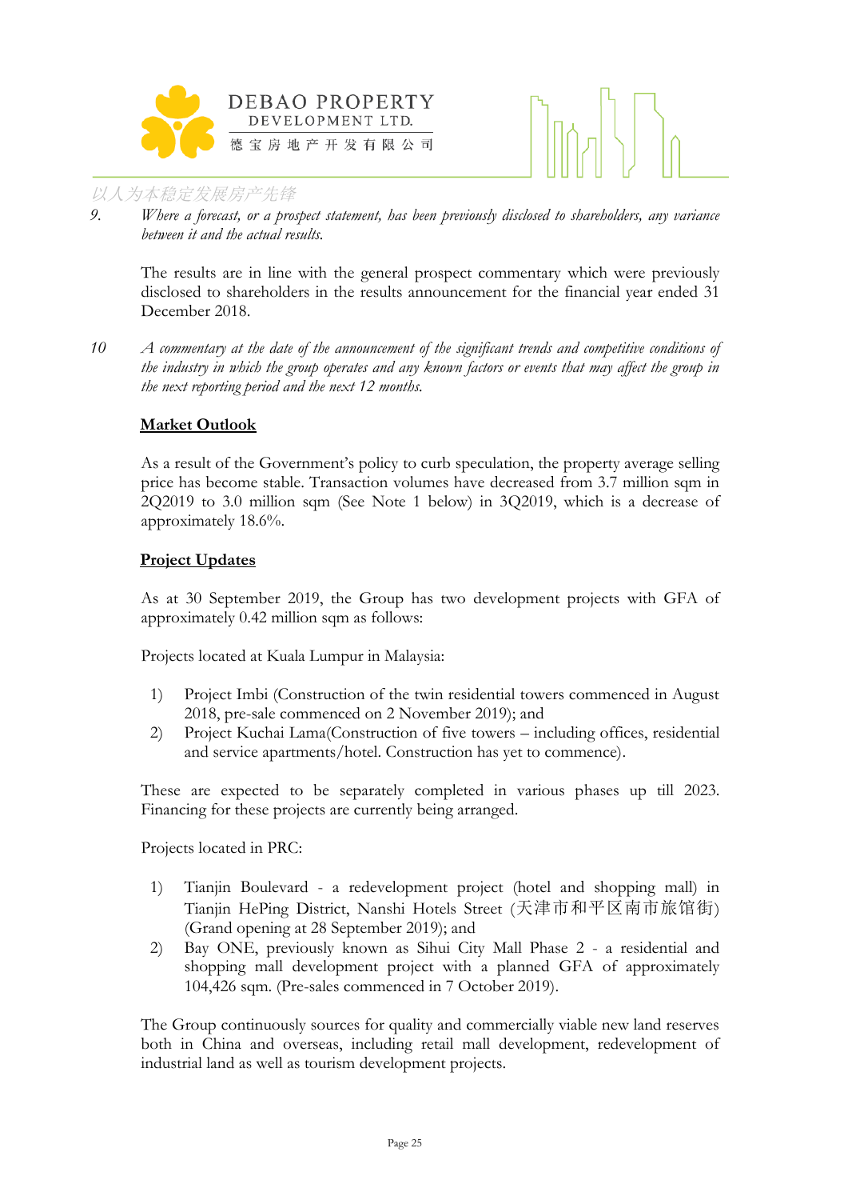9. *Where a forecast, or a prospect statement, has been previously disclosed to shareholders, any variance between it and the actual results.*

The results are in line with the general prospect commentary which were previously disclosed to shareholders in the results announcement for the financial year ended 31 December 2018.

10 *A commentary at the date of the announcement of the significant trends and competitive conditions of the industry in which the group operates and any known factors or events that may affect the group in the next reporting period and the next 12 months.*

**Market Outlook**

As a result of the Government's policy to curb speculation, the property average selling price has become stable. Transaction volumes have decreased from 3.7 million sqm in 2Q2019 to 3.0 million sqm (See Note 1 below) in 3Q2019, which is a decrease of approximately 18.6%.

**Project Updates**

As at 30 September 2019, the Group has two development projects with GFA of approximately 0.42 million sqm as follows:

Projects located at Kuala Lumpur in Malaysia:

1) Project Imbi (Construction of the twin residential towers commenced in August 2018, pre-sale commenced on 2 November 2019); and
2) Project Kuchai Lama(Construction of five towers – including offices, residential and service apartments/hotel. Construction has yet to commence).

These are expected to be separately completed in various phases up till 2023. Financing for these projects are currently being arranged.

Projects located in PRC:

1) Tianjin Boulevard - a redevelopment project (hotel and shopping mall) in Tianjin HePing District, Nanshi Hotels Street (天津市和平区南市旅馆街) (Grand opening at 28 September 2019); and
2) Bay ONE, previously known as Sihui City Mall Phase 2 - a residential and shopping mall development project with a planned GFA of approximately 104,426 sqm. (Pre-sales commenced in 7 October 2019).

The Group continuously sources for quality and commercially viable new land reserves both in China and overseas, including retail mall development, redevelopment of industrial land as well as tourism development projects.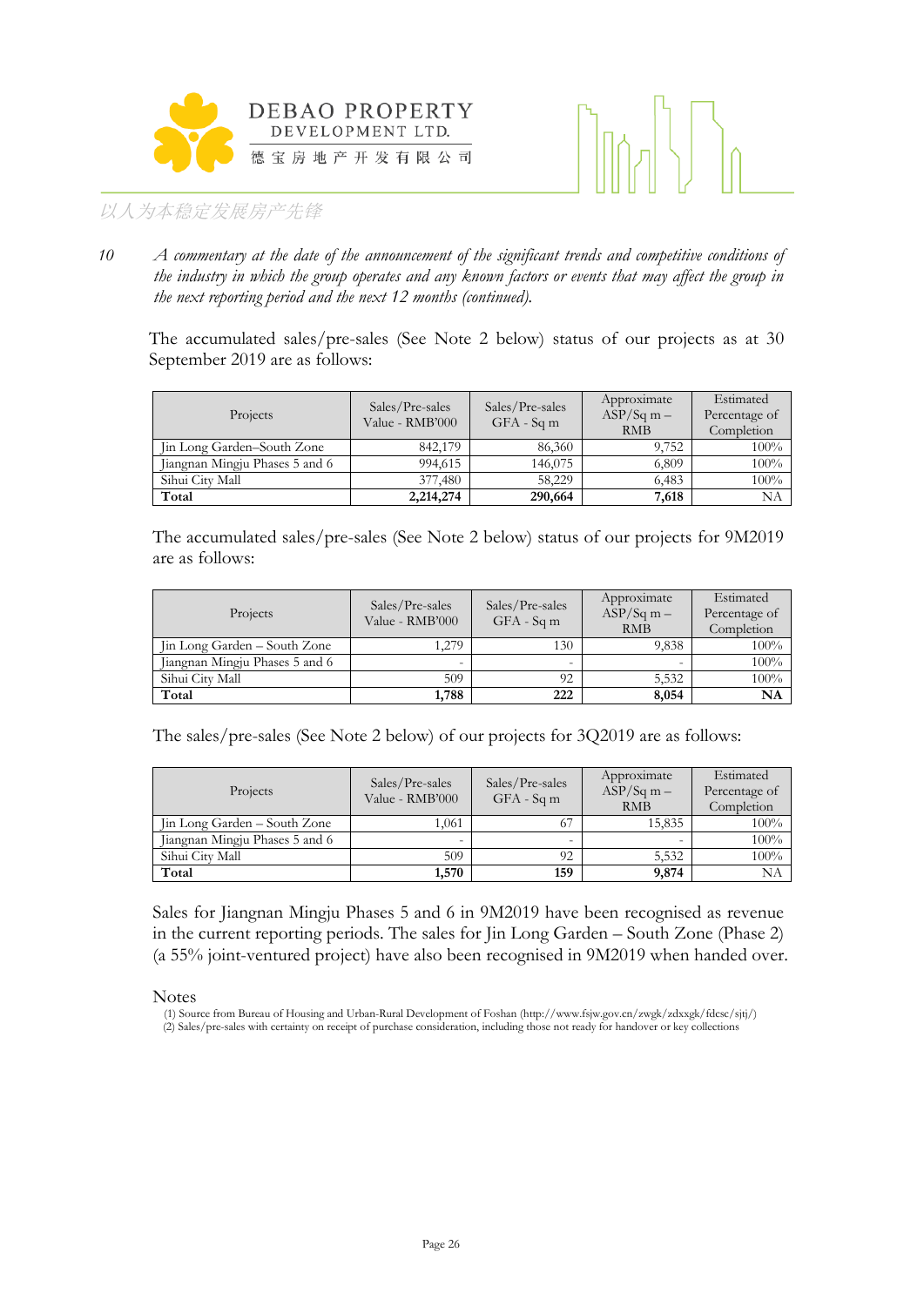*10 A commentary at the date of the announcement of the significant trends and competitive conditions of the industry in which the group operates and any known factors or events that may affect the group in the next reporting period and the next 12 months (continued).*

The accumulated sales/pre-sales (See Note 2 below) status of our projects as at 30 September 2019 are as follows:

| Projects | Sales/Pre-sales Value - RMB'000 | Sales/Pre-sales GFA - Sq m | Approximate ASP/Sq m – RMB | Estimated Percentage of Completion |
|---|---|---|---|---|
| Jin Long Garden–South Zone | 842,179 | 86,360 | 9,752 | 100% |
| Jiangnan Mingju Phases 5 and 6 | 994,615 | 146,075 | 6,809 | 100% |
| Sihui City Mall | 377,480 | 58,229 | 6,483 | 100% |
| **Total** | **2,214,274** | **290,664** | **7,618** | NA |

The accumulated sales/pre-sales (See Note 2 below) status of our projects for 9M2019 are as follows:

| Projects | Sales/Pre-sales Value - RMB'000 | Sales/Pre-sales GFA - Sq m | Approximate ASP/Sq m – RMB | Estimated Percentage of Completion |
|---|---|---|---|---|
| Jin Long Garden – South Zone | 1,279 | 130 | 9,838 | 100% |
| Jiangnan Mingju Phases 5 and 6 | - | - | - | 100% |
| Sihui City Mall | 509 | 92 | 5,532 | 100% |
| **Total** | **1,788** | **222** | **8,054** | **NA** |

The sales/pre-sales (See Note 2 below) of our projects for 3Q2019 are as follows:

| Projects | Sales/Pre-sales Value - RMB'000 | Sales/Pre-sales GFA - Sq m | Approximate ASP/Sq m – RMB | Estimated Percentage of Completion |
|---|---|---|---|---|
| Jin Long Garden – South Zone | 1,061 | 67 | 15,835 | 100% |
| Jiangnan Mingju Phases 5 and 6 | - | - | - | 100% |
| Sihui City Mall | 509 | 92 | 5,532 | 100% |
| **Total** | **1,570** | **159** | **9,874** | NA |

Sales for Jiangnan Mingju Phases 5 and 6 in 9M2019 have been recognised as revenue in the current reporting periods. The sales for Jin Long Garden – South Zone (Phase 2) (a 55% joint-ventured project) have also been recognised in 9M2019 when handed over.

Notes

(1) Source from Bureau of Housing and Urban-Rural Development of Foshan (http://www.fsjw.gov.cn/zwgk/zdxxgk/fdcsc/sjtj/)
(2) Sales/pre-sales with certainty on receipt of purchase consideration, including those not ready for handover or key collections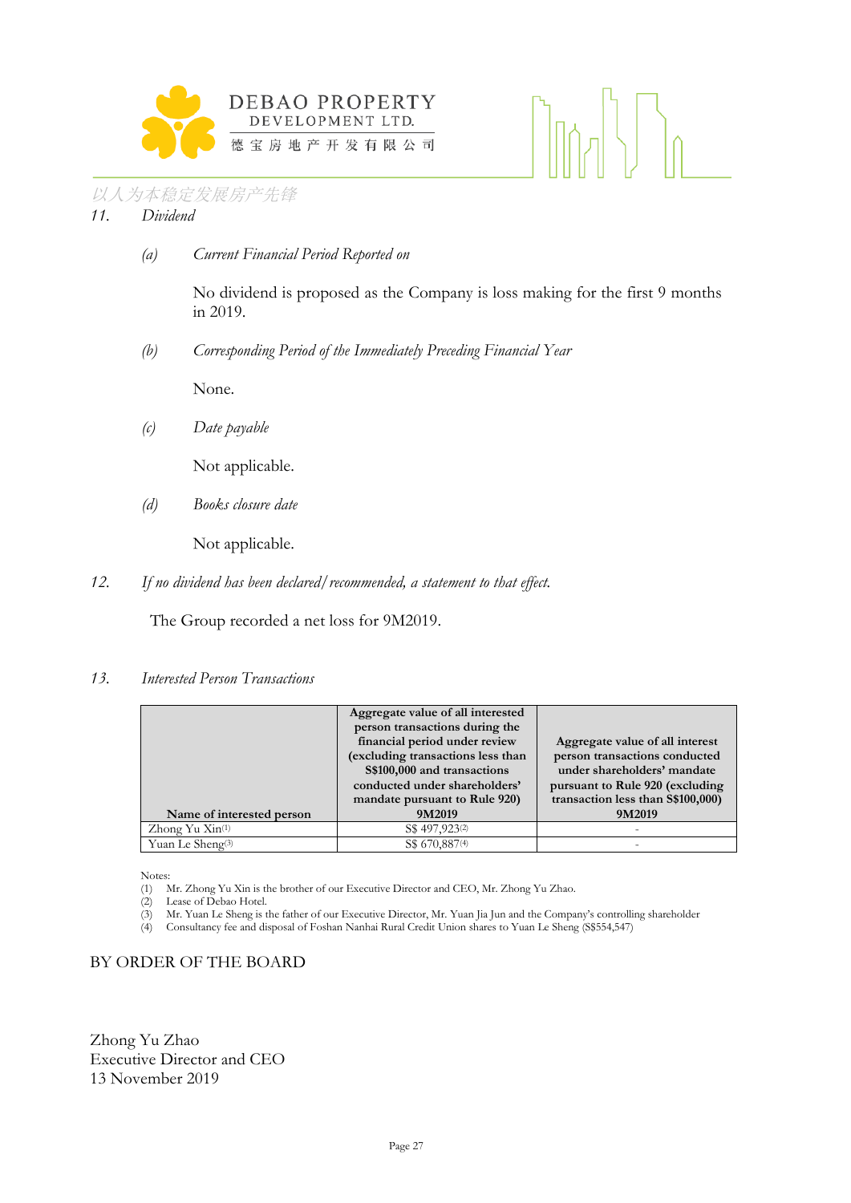11. *Dividend*

(a) *Current Financial Period Reported on*

No dividend is proposed as the Company is loss making for the first 9 months in 2019.

(b) *Corresponding Period of the Immediately Preceding Financial Year*

None.

(c) *Date payable*

Not applicable.

(d) *Books closure date*

Not applicable.

12. *If no dividend has been declared/recommended, a statement to that effect.*

The Group recorded a net loss for 9M2019.

13. *Interested Person Transactions*

| Name of interested person | Aggregate value of all interested person transactions during the financial period under review (excluding transactions less than S$100,000 and transactions conducted under shareholders' mandate pursuant to Rule 920) 9M2019 | Aggregate value of all interest person transactions conducted under shareholders' mandate pursuant to Rule 920 (excluding transaction less than S$100,000) 9M2019 |
|---|---|---|
| Zhong Yu Xin[1] | S$ 497,923[2] | - |
| Yuan Le Sheng[3] | S$ 670,887[4] | - |

Notes:
(1) Mr. Zhong Yu Xin is the brother of our Executive Director and CEO, Mr. Zhong Yu Zhao.
(2) Lease of Debao Hotel.
(3) Mr. Yuan Le Sheng is the father of our Executive Director, Mr. Yuan Jia Jun and the Company's controlling shareholder
(4) Consultancy fee and disposal of Foshan Nanhai Rural Credit Union shares to Yuan Le Sheng (S$554,547)

BY ORDER OF THE BOARD

Zhong Yu Zhao
Executive Director and CEO
13 November 2019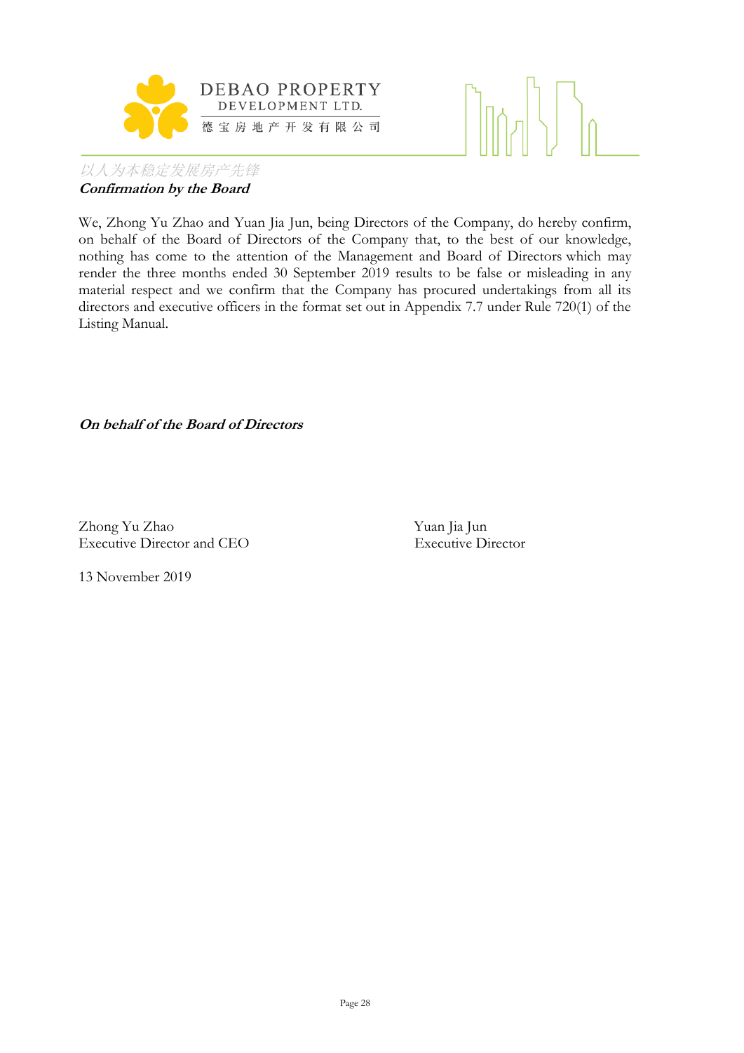DEBAO PROPERTY
DEVELOPMENT LTD.
德宝房地产开发有限公司

*以人为本稳定发展房产先锋*

***Confirmation by the Board***

We, Zhong Yu Zhao and Yuan Jia Jun, being Directors of the Company, do hereby confirm, on behalf of the Board of Directors of the Company that, to the best of our knowledge, nothing has come to the attention of the Management and Board of Directors which may render the three months ended 30 September 2019 results to be false or misleading in any material respect and we confirm that the Company has procured undertakings from all its directors and executive officers in the format set out in Appendix 7.7 under Rule 720(1) of the Listing Manual.

***On behalf of the Board of Directors***

Zhong Yu Zhao
Executive Director and CEO

Yuan Jia Jun
Executive Director

13 November 2019